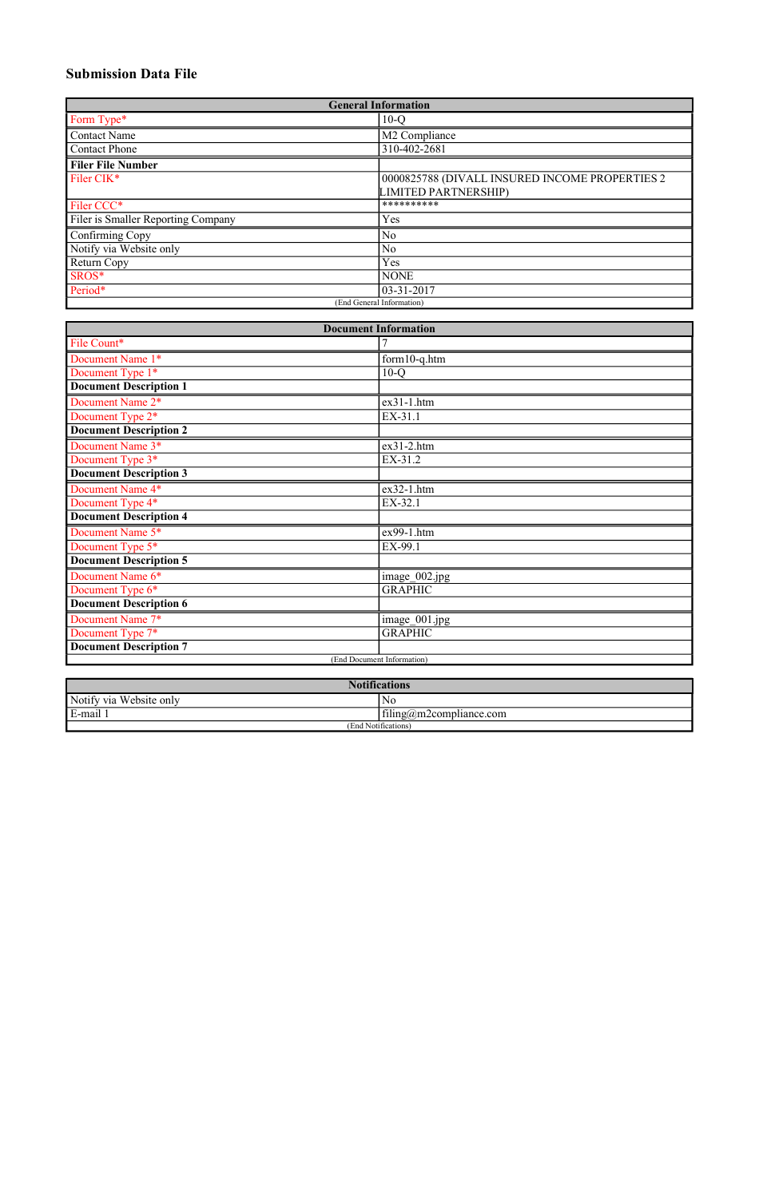# Submission Data File

| General Information | |
|---|---|
| Form Type* | 10-Q |
| Contact Name | M2 Compliance |
| Contact Phone | 310-402-2681 |
| **Filer File Number** | |
| Filer CIK* | 0000825788 (DIVALL INSURED INCOME PROPERTIES 2 LIMITED PARTNERSHIP) |
| Filer CCC* | ********** |
| Filer is Smaller Reporting Company | Yes |
| Confirming Copy | No |
| Notify via Website only | No |
| Return Copy | Yes |
| SROS* | NONE |
| Period* | 03-31-2017 |
| (End General Information) | |

| Document Information | |
|---|---|
| File Count* | 7 |
| Document Name 1* | form10-q.htm |
| Document Type 1* | 10-Q |
| **Document Description 1** | |
| Document Name 2* | ex31-1.htm |
| Document Type 2* | EX-31.1 |
| **Document Description 2** | |
| Document Name 3* | ex31-2.htm |
| Document Type 3* | EX-31.2 |
| **Document Description 3** | |
| Document Name 4* | ex32-1.htm |
| Document Type 4* | EX-32.1 |
| **Document Description 4** | |
| Document Name 5* | ex99-1.htm |
| Document Type 5* | EX-99.1 |
| **Document Description 5** | |
| Document Name 6* | image_002.jpg |
| Document Type 6* | GRAPHIC |
| **Document Description 6** | |
| Document Name 7* | image_001.jpg |
| Document Type 7* | GRAPHIC |
| **Document Description 7** | |
| (End Document Information) | |

| Notifications | |
|---|---|
| Notify via Website only | No |
| E-mail 1 | filing@m2compliance.com |
| (End Notifications) | |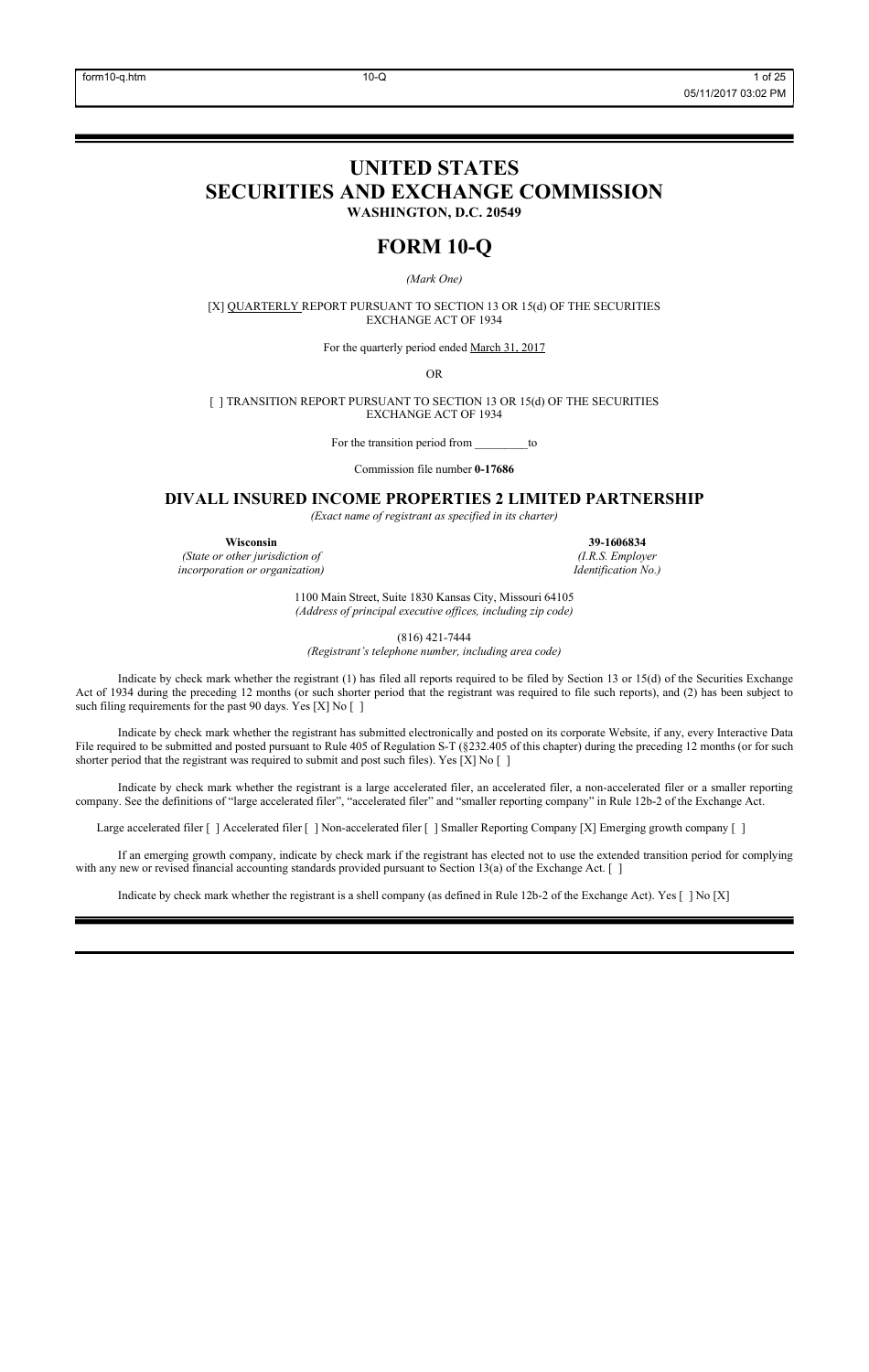# UNITED STATES
# SECURITIES AND EXCHANGE COMMISSION

**WASHINGTON, D.C. 20549**

# FORM 10-Q

*(Mark One)*

[X] QUARTERLY REPORT PURSUANT TO SECTION 13 OR 15(d) OF THE SECURITIES EXCHANGE ACT OF 1934

For the quarterly period ended March 31, 2017

OR

[ ] TRANSITION REPORT PURSUANT TO SECTION 13 OR 15(d) OF THE SECURITIES EXCHANGE ACT OF 1934

For the transition period from _________to

Commission file number **0-17686**

## DIVALL INSURED INCOME PROPERTIES 2 LIMITED PARTNERSHIP

*(Exact name of registrant as specified in its charter)*

| **Wisconsin** | **39-1606834** |
|---|---|
| *(State or other jurisdiction of incorporation or organization)* | *(I.R.S. Employer Identification No.)* |

1100 Main Street, Suite 1830 Kansas City, Missouri 64105
*(Address of principal executive offices, including zip code)*

(816) 421-7444
*(Registrant's telephone number, including area code)*

Indicate by check mark whether the registrant (1) has filed all reports required to be filed by Section 13 or 15(d) of the Securities Exchange Act of 1934 during the preceding 12 months (or such shorter period that the registrant was required to file such reports), and (2) has been subject to such filing requirements for the past 90 days. Yes [X] No [ ]

Indicate by check mark whether the registrant has submitted electronically and posted on its corporate Website, if any, every Interactive Data File required to be submitted and posted pursuant to Rule 405 of Regulation S-T (§232.405 of this chapter) during the preceding 12 months (or for such shorter period that the registrant was required to submit and post such files). Yes [X] No [ ]

Indicate by check mark whether the registrant is a large accelerated filer, an accelerated filer, a non-accelerated filer or a smaller reporting company. See the definitions of "large accelerated filer", "accelerated filer" and "smaller reporting company" in Rule 12b-2 of the Exchange Act.

Large accelerated filer [ ] Accelerated filer [ ] Non-accelerated filer [ ] Smaller Reporting Company [X] Emerging growth company [ ]

If an emerging growth company, indicate by check mark if the registrant has elected not to use the extended transition period for complying with any new or revised financial accounting standards provided pursuant to Section 13(a) of the Exchange Act. [ ]

Indicate by check mark whether the registrant is a shell company (as defined in Rule 12b-2 of the Exchange Act). Yes [ ] No [X]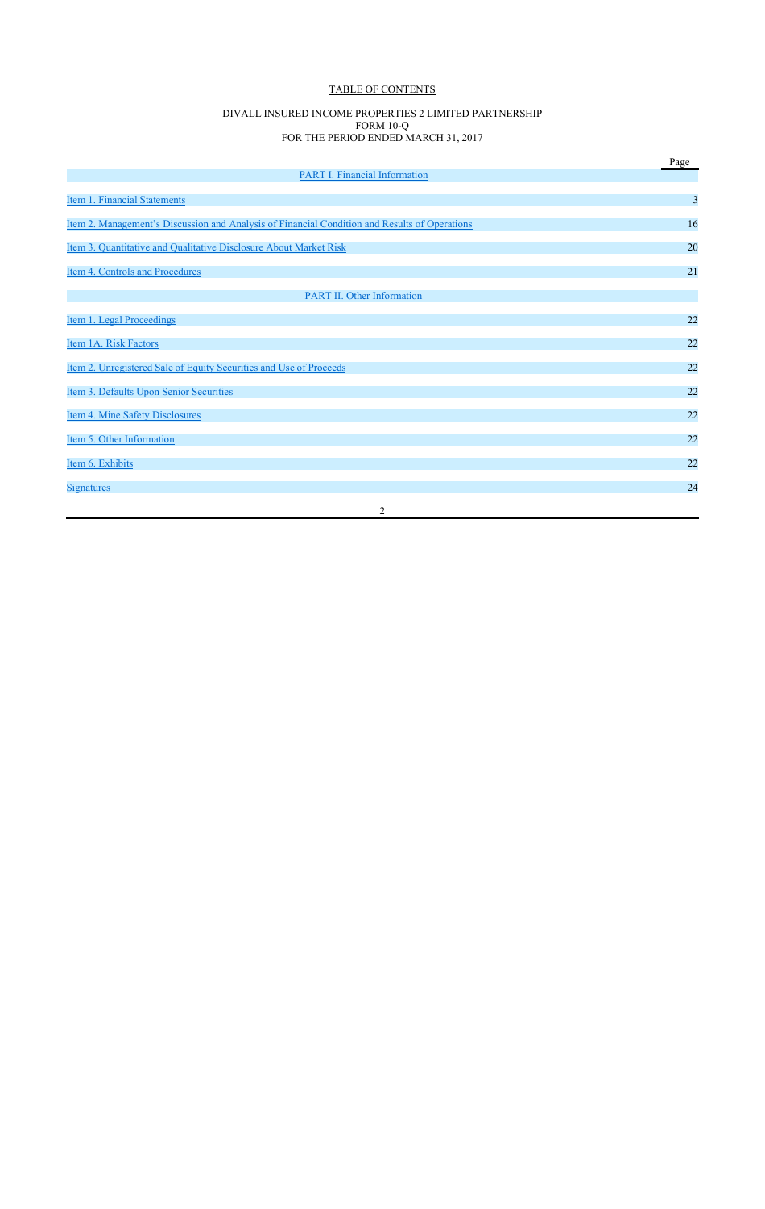# TABLE OF CONTENTS

DIVALL INSURED INCOME PROPERTIES 2 LIMITED PARTNERSHIP
FORM 10-Q
FOR THE PERIOD ENDED MARCH 31, 2017

| | Page |
|---|---|
| PART I. Financial Information | |
| Item 1. Financial Statements | 3 |
| Item 2. Management's Discussion and Analysis of Financial Condition and Results of Operations | 16 |
| Item 3. Quantitative and Qualitative Disclosure About Market Risk | 20 |
| Item 4. Controls and Procedures | 21 |
| PART II. Other Information | |
| Item 1. Legal Proceedings | 22 |
| Item 1A. Risk Factors | 22 |
| Item 2. Unregistered Sale of Equity Securities and Use of Proceeds | 22 |
| Item 3. Defaults Upon Senior Securities | 22 |
| Item 4. Mine Safety Disclosures | 22 |
| Item 5. Other Information | 22 |
| Item 6. Exhibits | 22 |
| Signatures | 24 |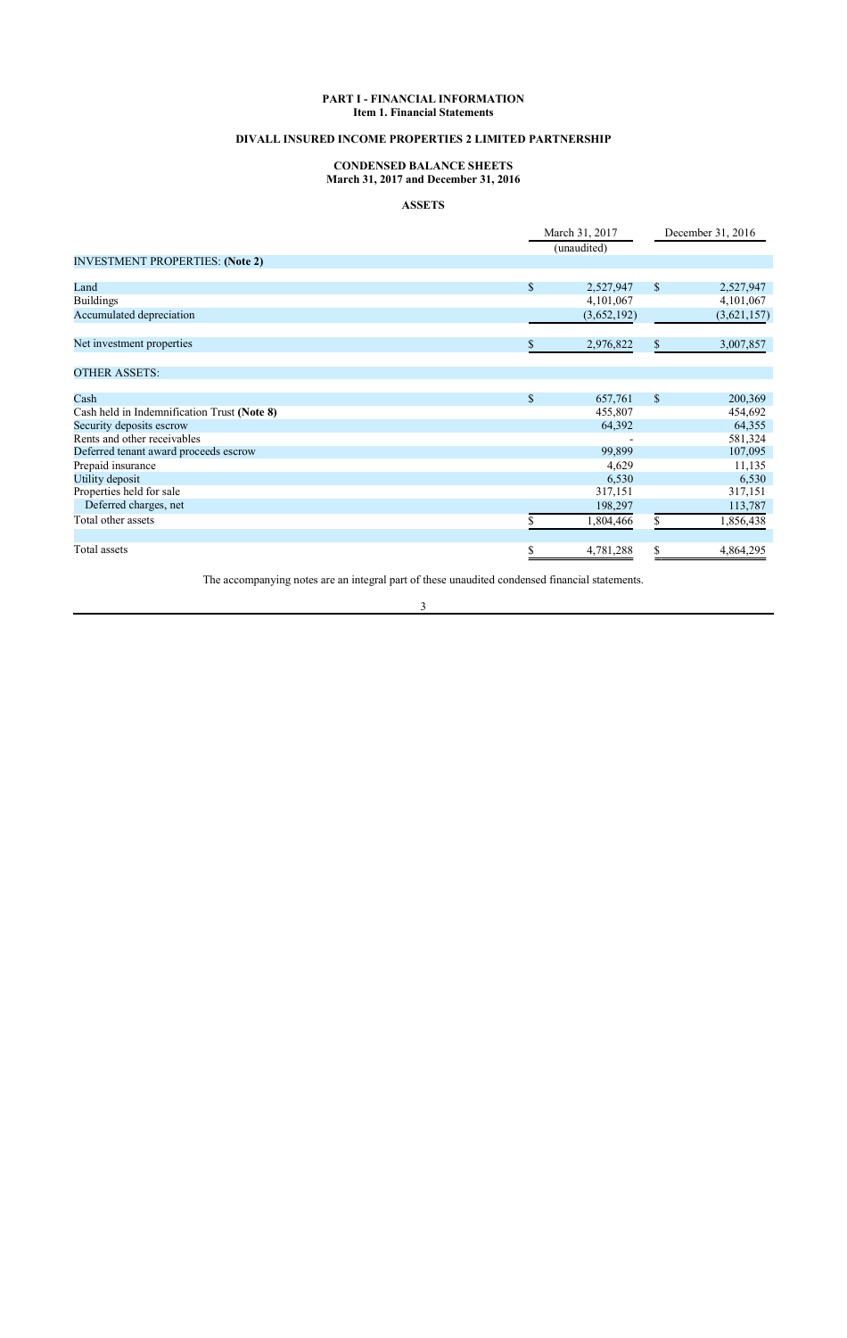# PART I - FINANCIAL INFORMATION
## Item 1. Financial Statements

## DIVALL INSURED INCOME PROPERTIES 2 LIMITED PARTNERSHIP

### CONDENSED BALANCE SHEETS
### March 31, 2017 and December 31, 2016

### ASSETS

| | March 31, 2017 (unaudited) | December 31, 2016 |
|---|---|---|
| INVESTMENT PROPERTIES: **(Note 2)** | | |
| Land | $ 2,527,947 | $ 2,527,947 |
| Buildings | 4,101,067 | 4,101,067 |
| Accumulated depreciation | (3,652,192) | (3,621,157) |
| Net investment properties | $ 2,976,822 | $ 3,007,857 |
| OTHER ASSETS: | | |
| Cash | $ 657,761 | $ 200,369 |
| Cash held in Indemnification Trust **(Note 8)** | 455,807 | 454,692 |
| Security deposits escrow | 64,392 | 64,355 |
| Rents and other receivables | - | 581,324 |
| Deferred tenant award proceeds escrow | 99,899 | 107,095 |
| Prepaid insurance | 4,629 | 11,135 |
| Utility deposit | 6,530 | 6,530 |
| Properties held for sale | 317,151 | 317,151 |
| Deferred charges, net | 198,297 | 113,787 |
| Total other assets | $ 1,804,466 | $ 1,856,438 |
| Total assets | $ 4,781,288 | $ 4,864,295 |

The accompanying notes are an integral part of these unaudited condensed financial statements.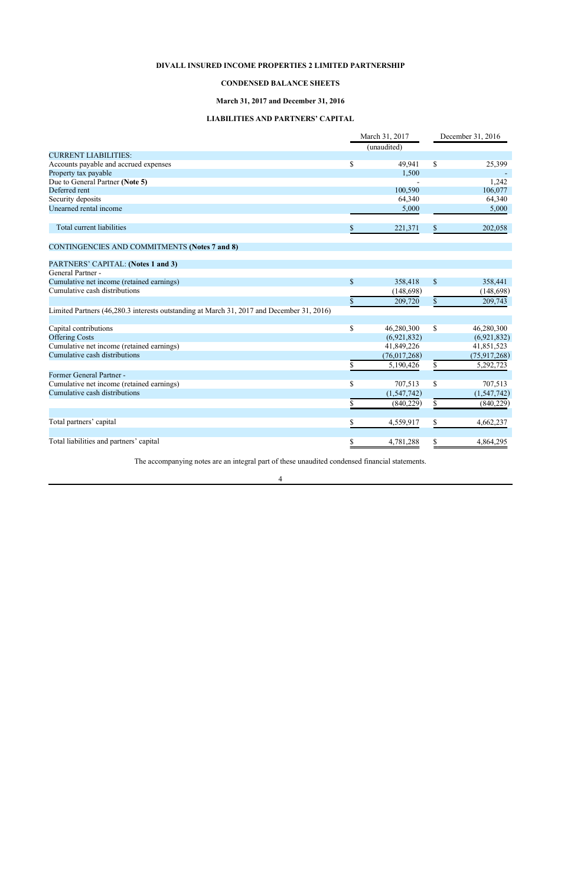# DIVALL INSURED INCOME PROPERTIES 2 LIMITED PARTNERSHIP

## CONDENSED BALANCE SHEETS

### March 31, 2017 and December 31, 2016

### LIABILITIES AND PARTNERS' CAPITAL

| | March 31, 2017 (unaudited) | December 31, 2016 |
|---|---|---|
| CURRENT LIABILITIES: | | |
| Accounts payable and accrued expenses | $ 49,941 | $ 25,399 |
| Property tax payable | 1,500 | - |
| Due to General Partner **(Note 5)** | - | 1,242 |
| Deferred rent | 100,590 | 106,077 |
| Security deposits | 64,340 | 64,340 |
| Unearned rental income | 5,000 | 5,000 |
| Total current liabilities | $ 221,371 | $ 202,058 |
| CONTINGENCIES AND COMMITMENTS **(Notes 7 and 8)** | | |
| PARTNERS' CAPITAL: **(Notes 1 and 3)** | | |
| General Partner - | | |
| Cumulative net income (retained earnings) | $ 358,418 | $ 358,441 |
| Cumulative cash distributions | (148,698) | (148,698) |
| | $ 209,720 | $ 209,743 |
| Limited Partners (46,280.3 interests outstanding at March 31, 2017 and December 31, 2016) | | |
| Capital contributions | $ 46,280,300 | $ 46,280,300 |
| Offering Costs | (6,921,832) | (6,921,832) |
| Cumulative net income (retained earnings) | 41,849,226 | 41,851,523 |
| Cumulative cash distributions | (76,017,268) | (75,917,268) |
| | $ 5,190,426 | $ 5,292,723 |
| Former General Partner - | | |
| Cumulative net income (retained earnings) | $ 707,513 | $ 707,513 |
| Cumulative cash distributions | (1,547,742) | (1,547,742) |
| | $ (840,229) | $ (840,229) |
| Total partners' capital | $ 4,559,917 | $ 4,662,237 |
| Total liabilities and partners' capital | $ 4,781,288 | $ 4,864,295 |

The accompanying notes are an integral part of these unaudited condensed financial statements.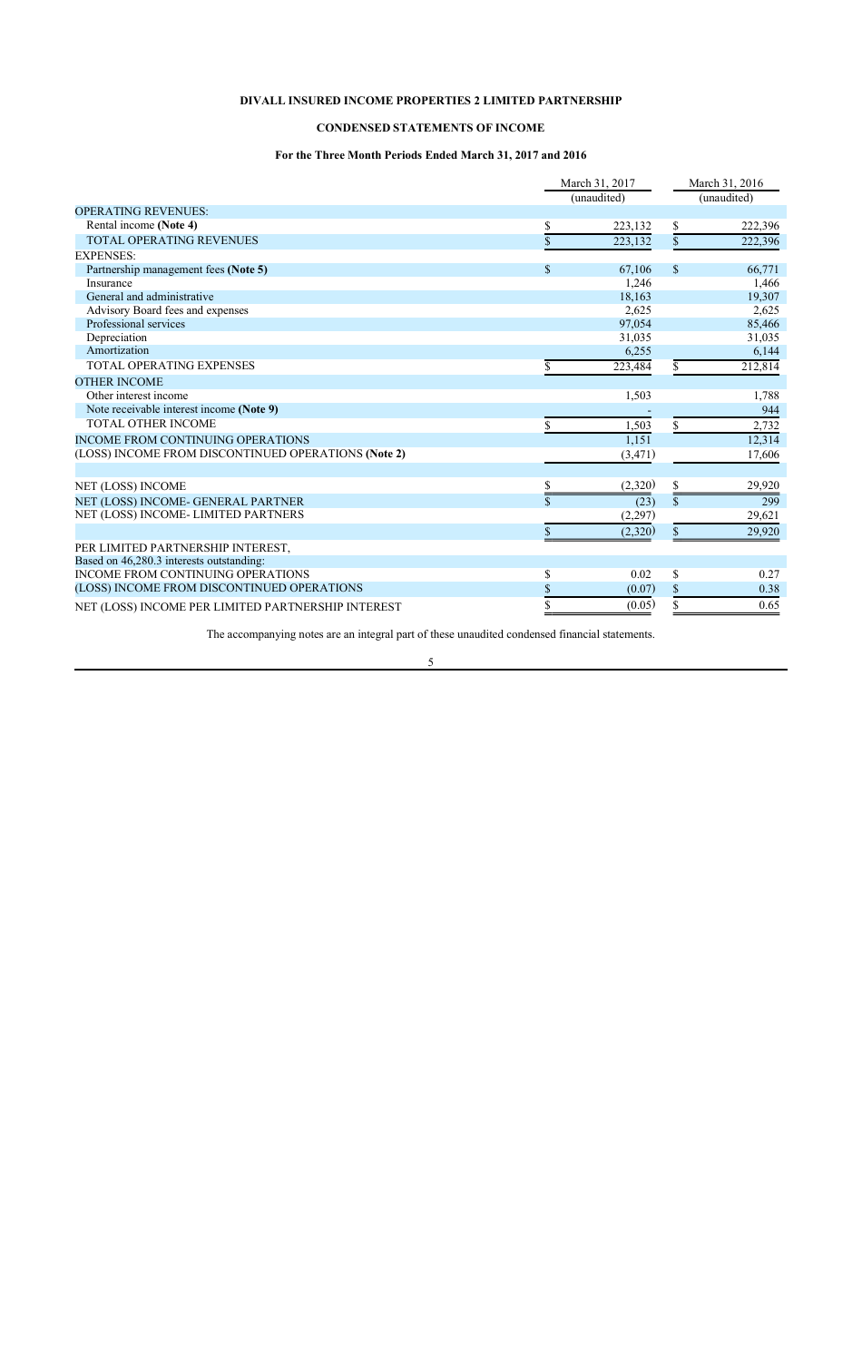**DIVALL INSURED INCOME PROPERTIES 2 LIMITED PARTNERSHIP**

**CONDENSED STATEMENTS OF INCOME**

**For the Three Month Periods Ended March 31, 2017 and 2016**

| | March 31, 2017 (unaudited) | March 31, 2016 (unaudited) |
|---|---|---|
| OPERATING REVENUES: | | |
| Rental income **(Note 4)** | $ 223,132 | $ 222,396 |
| TOTAL OPERATING REVENUES | $ 223,132 | $ 222,396 |
| EXPENSES: | | |
| Partnership management fees **(Note 5)** | $ 67,106 | $ 66,771 |
| Insurance | 1,246 | 1,466 |
| General and administrative | 18,163 | 19,307 |
| Advisory Board fees and expenses | 2,625 | 2,625 |
| Professional services | 97,054 | 85,466 |
| Depreciation | 31,035 | 31,035 |
| Amortization | 6,255 | 6,144 |
| TOTAL OPERATING EXPENSES | $ 223,484 | $ 212,814 |
| OTHER INCOME | | |
| Other interest income | 1,503 | 1,788 |
| Note receivable interest income **(Note 9)** | - | 944 |
| TOTAL OTHER INCOME | $ 1,503 | $ 2,732 |
| INCOME FROM CONTINUING OPERATIONS | 1,151 | 12,314 |
| (LOSS) INCOME FROM DISCONTINUED OPERATIONS **(Note 2)** | (3,471) | 17,606 |
| | | |
| NET (LOSS) INCOME | $ (2,320) | $ 29,920 |
| NET (LOSS) INCOME- GENERAL PARTNER | $ (23) | $ 299 |
| NET (LOSS) INCOME- LIMITED PARTNERS | (2,297) | 29,621 |
| | $ (2,320) | $ 29,920 |
| PER LIMITED PARTNERSHIP INTEREST, | | |
| Based on 46,280.3 interests outstanding: | | |
| INCOME FROM CONTINUING OPERATIONS | $ 0.02 | $ 0.27 |
| (LOSS) INCOME FROM DISCONTINUED OPERATIONS | $ (0.07) | $ 0.38 |
| NET (LOSS) INCOME PER LIMITED PARTNERSHIP INTEREST | $ (0.05) | $ 0.65 |

The accompanying notes are an integral part of these unaudited condensed financial statements.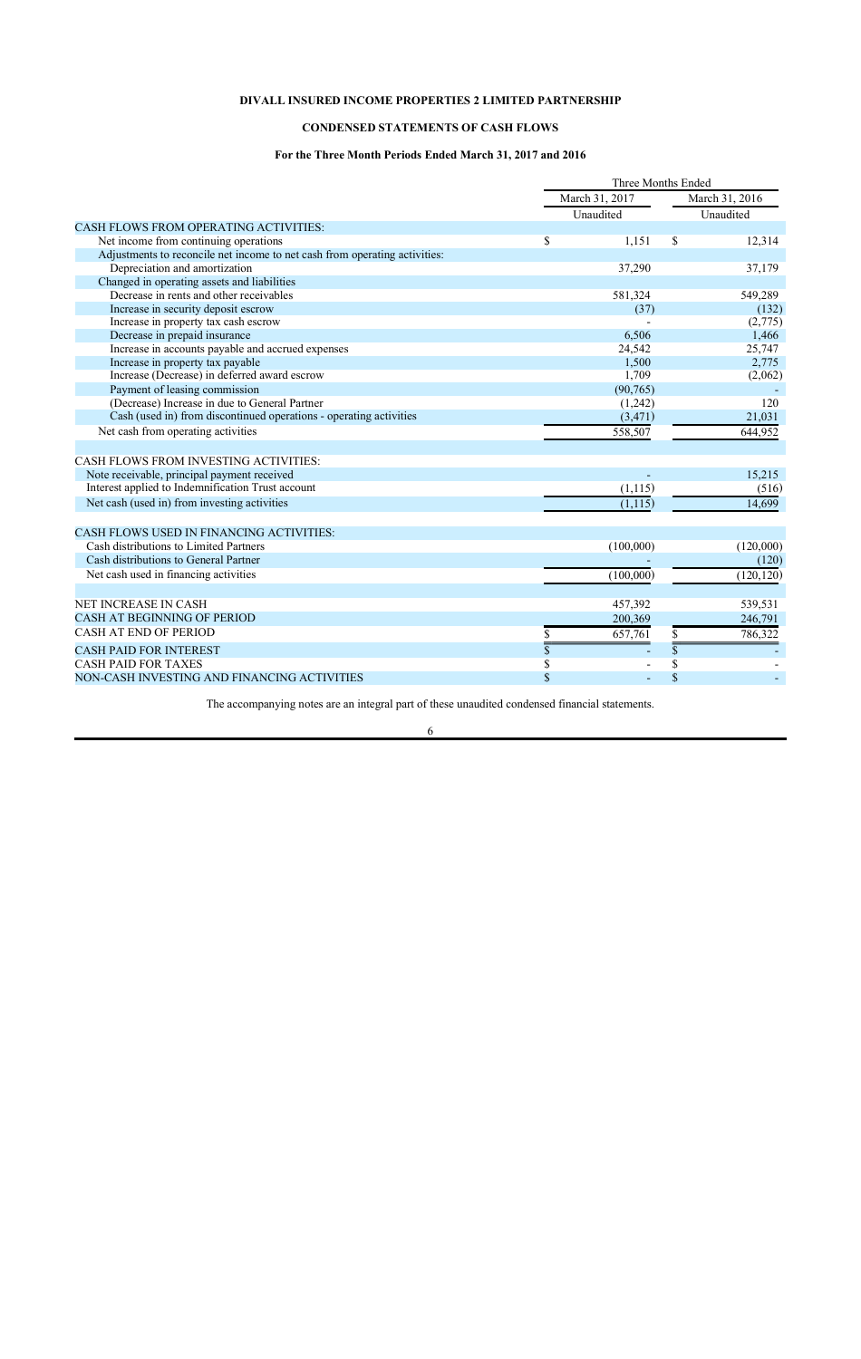**DIVALL INSURED INCOME PROPERTIES 2 LIMITED PARTNERSHIP**

**CONDENSED STATEMENTS OF CASH FLOWS**

**For the Three Month Periods Ended March 31, 2017 and 2016**

| | Three Months Ended | |
|---|---|---|
| | March 31, 2017 | March 31, 2016 |
| | Unaudited | Unaudited |
| CASH FLOWS FROM OPERATING ACTIVITIES: | | |
| Net income from continuing operations | $ 1,151 | $ 12,314 |
| Adjustments to reconcile net income to net cash from operating activities: | | |
| Depreciation and amortization | 37,290 | 37,179 |
| Changed in operating assets and liabilities | | |
| Decrease in rents and other receivables | 581,324 | 549,289 |
| Increase in security deposit escrow | (37) | (132) |
| Increase in property tax cash escrow | - | (2,775) |
| Decrease in prepaid insurance | 6,506 | 1,466 |
| Increase in accounts payable and accrued expenses | 24,542 | 25,747 |
| Increase in property tax payable | 1,500 | 2,775 |
| Increase (Decrease) in deferred award escrow | 1,709 | (2,062) |
| Payment of leasing commission | (90,765) | - |
| (Decrease) Increase in due to General Partner | (1,242) | 120 |
| Cash (used in) from discontinued operations - operating activities | (3,471) | 21,031 |
| Net cash from operating activities | 558,507 | 644,952 |
| | | |
| CASH FLOWS FROM INVESTING ACTIVITIES: | | |
| Note receivable, principal payment received | - | 15,215 |
| Interest applied to Indemnification Trust account | (1,115) | (516) |
| Net cash (used in) from investing activities | (1,115) | 14,699 |
| | | |
| CASH FLOWS USED IN FINANCING ACTIVITIES: | | |
| Cash distributions to Limited Partners | (100,000) | (120,000) |
| Cash distributions to General Partner | - | (120) |
| Net cash used in financing activities | (100,000) | (120,120) |
| | | |
| NET INCREASE IN CASH | 457,392 | 539,531 |
| CASH AT BEGINNING OF PERIOD | 200,369 | 246,791 |
| CASH AT END OF PERIOD | $ 657,761 | $ 786,322 |
| CASH PAID FOR INTEREST | $ - | $ - |
| CASH PAID FOR TAXES | $ - | $ - |
| NON-CASH INVESTING AND FINANCING ACTIVITIES | $ - | $ - |

The accompanying notes are an integral part of these unaudited condensed financial statements.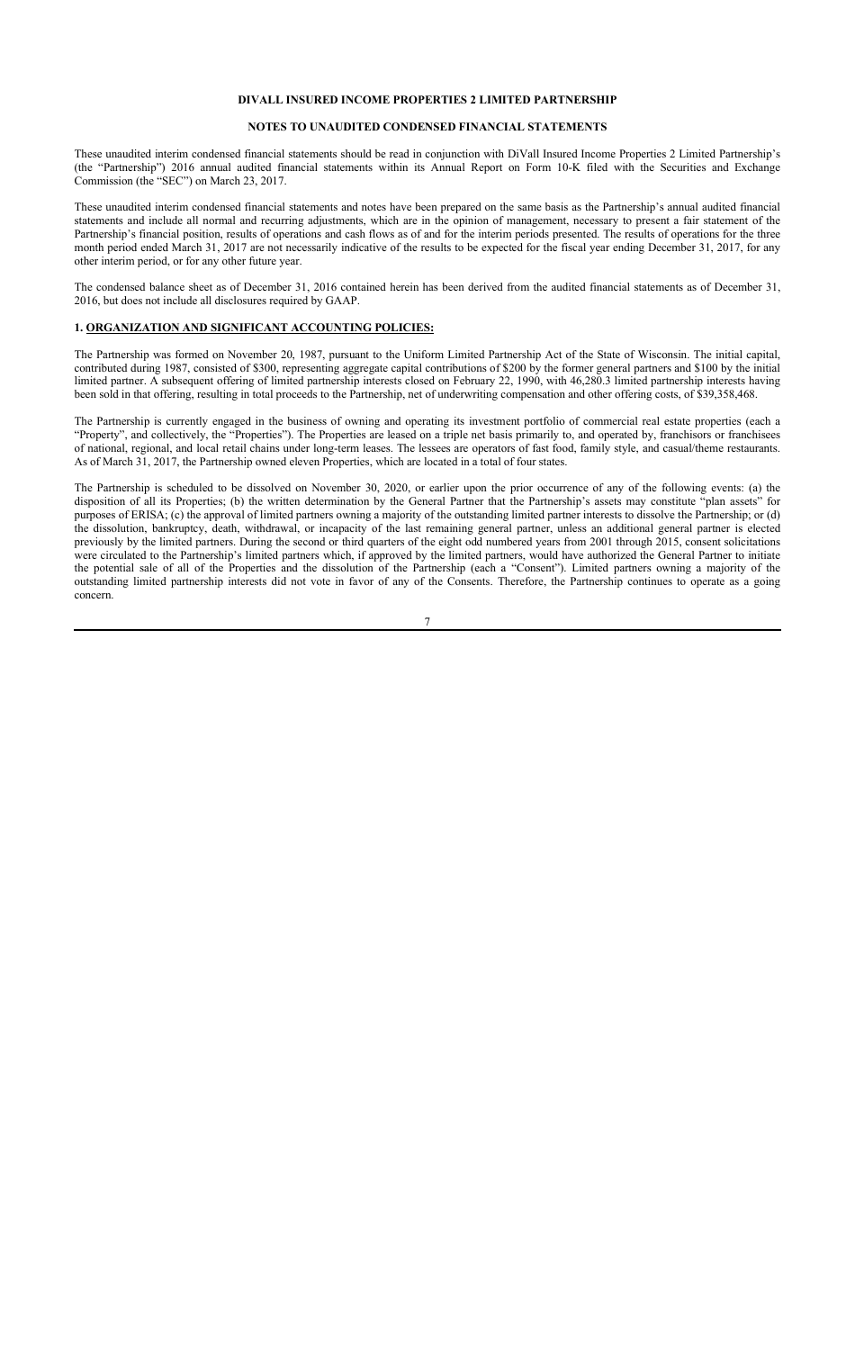**DIVALL INSURED INCOME PROPERTIES 2 LIMITED PARTNERSHIP**

**NOTES TO UNAUDITED CONDENSED FINANCIAL STATEMENTS**

These unaudited interim condensed financial statements should be read in conjunction with DiVall Insured Income Properties 2 Limited Partnership's (the "Partnership") 2016 annual audited financial statements within its Annual Report on Form 10-K filed with the Securities and Exchange Commission (the "SEC") on March 23, 2017.

These unaudited interim condensed financial statements and notes have been prepared on the same basis as the Partnership's annual audited financial statements and include all normal and recurring adjustments, which are in the opinion of management, necessary to present a fair statement of the Partnership's financial position, results of operations and cash flows as of and for the interim periods presented. The results of operations for the three month period ended March 31, 2017 are not necessarily indicative of the results to be expected for the fiscal year ending December 31, 2017, for any other interim period, or for any other future year.

The condensed balance sheet as of December 31, 2016 contained herein has been derived from the audited financial statements as of December 31, 2016, but does not include all disclosures required by GAAP.

**1. ORGANIZATION AND SIGNIFICANT ACCOUNTING POLICIES:**

The Partnership was formed on November 20, 1987, pursuant to the Uniform Limited Partnership Act of the State of Wisconsin. The initial capital, contributed during 1987, consisted of $300, representing aggregate capital contributions of $200 by the former general partners and $100 by the initial limited partner. A subsequent offering of limited partnership interests closed on February 22, 1990, with 46,280.3 limited partnership interests having been sold in that offering, resulting in total proceeds to the Partnership, net of underwriting compensation and other offering costs, of $39,358,468.

The Partnership is currently engaged in the business of owning and operating its investment portfolio of commercial real estate properties (each a "Property", and collectively, the "Properties"). The Properties are leased on a triple net basis primarily to, and operated by, franchisors or franchisees of national, regional, and local retail chains under long-term leases. The lessees are operators of fast food, family style, and casual/theme restaurants. As of March 31, 2017, the Partnership owned eleven Properties, which are located in a total of four states.

The Partnership is scheduled to be dissolved on November 30, 2020, or earlier upon the prior occurrence of any of the following events: (a) the disposition of all its Properties; (b) the written determination by the General Partner that the Partnership's assets may constitute "plan assets" for purposes of ERISA; (c) the approval of limited partners owning a majority of the outstanding limited partner interests to dissolve the Partnership; or (d) the dissolution, bankruptcy, death, withdrawal, or incapacity of the last remaining general partner, unless an additional general partner is elected previously by the limited partners. During the second or third quarters of the eight odd numbered years from 2001 through 2015, consent solicitations were circulated to the Partnership's limited partners which, if approved by the limited partners, would have authorized the General Partner to initiate the potential sale of all of the Properties and the dissolution of the Partnership (each a "Consent"). Limited partners owning a majority of the outstanding limited partnership interests did not vote in favor of any of the Consents. Therefore, the Partnership continues to operate as a going concern.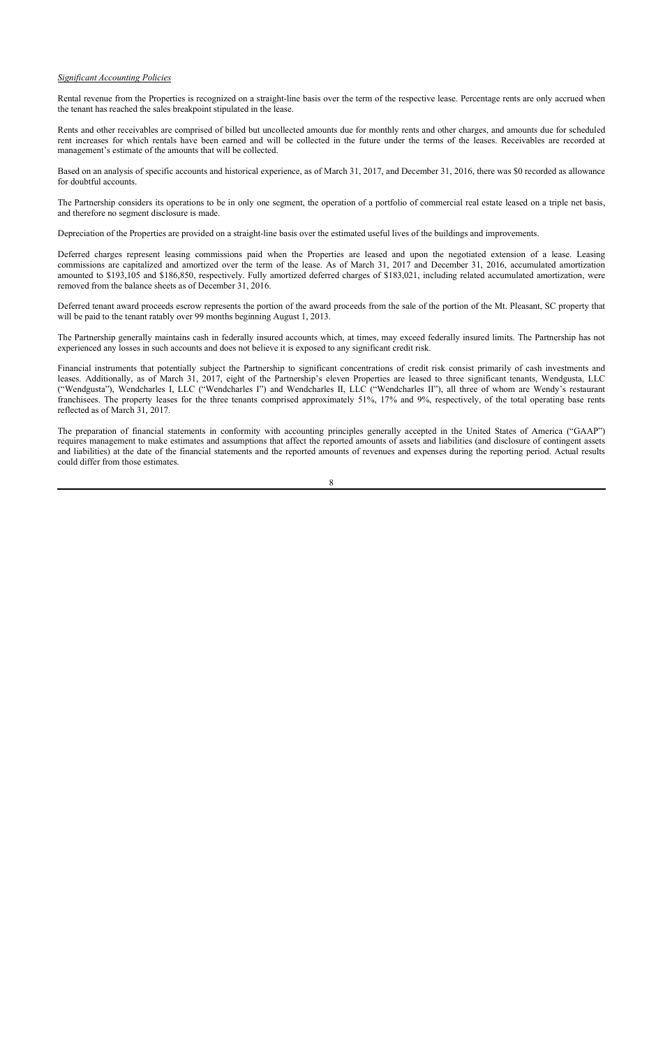*Significant Accounting Policies*

Rental revenue from the Properties is recognized on a straight-line basis over the term of the respective lease. Percentage rents are only accrued when the tenant has reached the sales breakpoint stipulated in the lease.

Rents and other receivables are comprised of billed but uncollected amounts due for monthly rents and other charges, and amounts due for scheduled rent increases for which rentals have been earned and will be collected in the future under the terms of the leases. Receivables are recorded at management's estimate of the amounts that will be collected.

Based on an analysis of specific accounts and historical experience, as of March 31, 2017, and December 31, 2016, there was $0 recorded as allowance for doubtful accounts.

The Partnership considers its operations to be in only one segment, the operation of a portfolio of commercial real estate leased on a triple net basis, and therefore no segment disclosure is made.

Depreciation of the Properties are provided on a straight-line basis over the estimated useful lives of the buildings and improvements.

Deferred charges represent leasing commissions paid when the Properties are leased and upon the negotiated extension of a lease. Leasing commissions are capitalized and amortized over the term of the lease. As of March 31, 2017 and December 31, 2016, accumulated amortization amounted to $193,105 and $186,850, respectively. Fully amortized deferred charges of $183,021, including related accumulated amortization, were removed from the balance sheets as of December 31, 2016.

Deferred tenant award proceeds escrow represents the portion of the award proceeds from the sale of the portion of the Mt. Pleasant, SC property that will be paid to the tenant ratably over 99 months beginning August 1, 2013.

The Partnership generally maintains cash in federally insured accounts which, at times, may exceed federally insured limits. The Partnership has not experienced any losses in such accounts and does not believe it is exposed to any significant credit risk.

Financial instruments that potentially subject the Partnership to significant concentrations of credit risk consist primarily of cash investments and leases. Additionally, as of March 31, 2017, eight of the Partnership's eleven Properties are leased to three significant tenants, Wendgusta, LLC ("Wendgusta"), Wendcharles I, LLC ("Wendcharles I") and Wendcharles II, LLC ("Wendcharles II"), all three of whom are Wendy's restaurant franchisees. The property leases for the three tenants comprised approximately 51%, 17% and 9%, respectively, of the total operating base rents reflected as of March 31, 2017.

The preparation of financial statements in conformity with accounting principles generally accepted in the United States of America ("GAAP") requires management to make estimates and assumptions that affect the reported amounts of assets and liabilities (and disclosure of contingent assets and liabilities) at the date of the financial statements and the reported amounts of revenues and expenses during the reporting period. Actual results could differ from those estimates.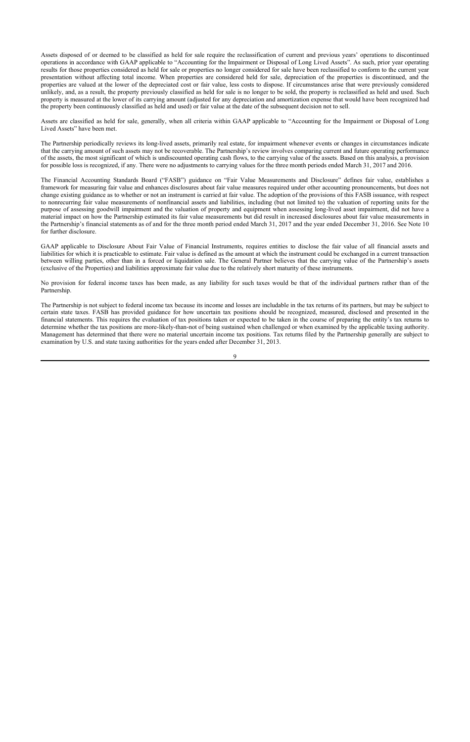Assets disposed of or deemed to be classified as held for sale require the reclassification of current and previous years' operations to discontinued operations in accordance with GAAP applicable to "Accounting for the Impairment or Disposal of Long Lived Assets". As such, prior year operating results for those properties considered as held for sale or properties no longer considered for sale have been reclassified to conform to the current year presentation without affecting total income. When properties are considered held for sale, depreciation of the properties is discontinued, and the properties are valued at the lower of the depreciated cost or fair value, less costs to dispose. If circumstances arise that were previously considered unlikely, and, as a result, the property previously classified as held for sale is no longer to be sold, the property is reclassified as held and used. Such property is measured at the lower of its carrying amount (adjusted for any depreciation and amortization expense that would have been recognized had the property been continuously classified as held and used) or fair value at the date of the subsequent decision not to sell.

Assets are classified as held for sale, generally, when all criteria within GAAP applicable to "Accounting for the Impairment or Disposal of Long Lived Assets" have been met.

The Partnership periodically reviews its long-lived assets, primarily real estate, for impairment whenever events or changes in circumstances indicate that the carrying amount of such assets may not be recoverable. The Partnership's review involves comparing current and future operating performance of the assets, the most significant of which is undiscounted operating cash flows, to the carrying value of the assets. Based on this analysis, a provision for possible loss is recognized, if any. There were no adjustments to carrying values for the three month periods ended March 31, 2017 and 2016.

The Financial Accounting Standards Board ("FASB") guidance on "Fair Value Measurements and Disclosure" defines fair value, establishes a framework for measuring fair value and enhances disclosures about fair value measures required under other accounting pronouncements, but does not change existing guidance as to whether or not an instrument is carried at fair value. The adoption of the provisions of this FASB issuance, with respect to nonrecurring fair value measurements of nonfinancial assets and liabilities, including (but not limited to) the valuation of reporting units for the purpose of assessing goodwill impairment and the valuation of property and equipment when assessing long-lived asset impairment, did not have a material impact on how the Partnership estimated its fair value measurements but did result in increased disclosures about fair value measurements in the Partnership's financial statements as of and for the three month period ended March 31, 2017 and the year ended December 31, 2016. See Note 10 for further disclosure.

GAAP applicable to Disclosure About Fair Value of Financial Instruments, requires entities to disclose the fair value of all financial assets and liabilities for which it is practicable to estimate. Fair value is defined as the amount at which the instrument could be exchanged in a current transaction between willing parties, other than in a forced or liquidation sale. The General Partner believes that the carrying value of the Partnership's assets (exclusive of the Properties) and liabilities approximate fair value due to the relatively short maturity of these instruments.

No provision for federal income taxes has been made, as any liability for such taxes would be that of the individual partners rather than of the Partnership.

The Partnership is not subject to federal income tax because its income and losses are includable in the tax returns of its partners, but may be subject to certain state taxes. FASB has provided guidance for how uncertain tax positions should be recognized, measured, disclosed and presented in the financial statements. This requires the evaluation of tax positions taken or expected to be taken in the course of preparing the entity's tax returns to determine whether the tax positions are more-likely-than-not of being sustained when challenged or when examined by the applicable taxing authority. Management has determined that there were no material uncertain income tax positions. Tax returns filed by the Partnership generally are subject to examination by U.S. and state taxing authorities for the years ended after December 31, 2013.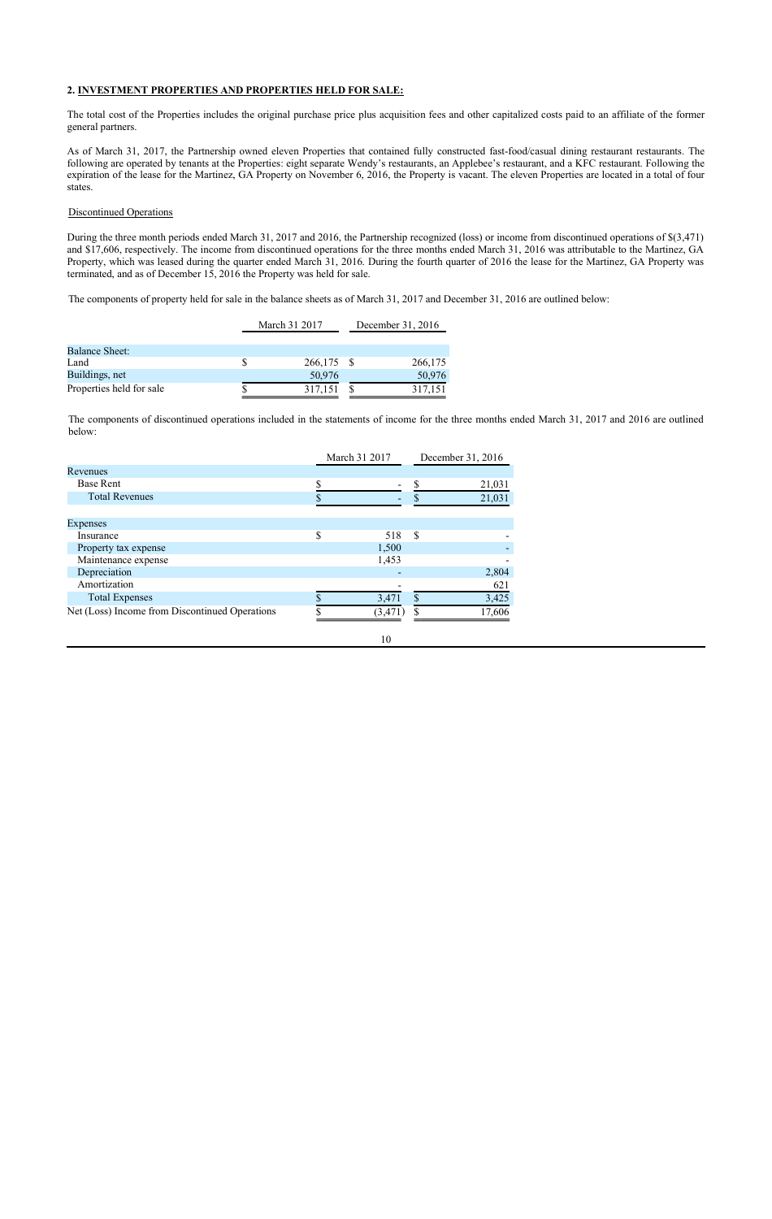## 2. INVESTMENT PROPERTIES AND PROPERTIES HELD FOR SALE:

The total cost of the Properties includes the original purchase price plus acquisition fees and other capitalized costs paid to an affiliate of the former general partners.

As of March 31, 2017, the Partnership owned eleven Properties that contained fully constructed fast-food/casual dining restaurant restaurants. The following are operated by tenants at the Properties: eight separate Wendy's restaurants, an Applebee's restaurant, and a KFC restaurant. Following the expiration of the lease for the Martinez, GA Property on November 6, 2016, the Property is vacant. The eleven Properties are located in a total of four states.

### Discontinued Operations

During the three month periods ended March 31, 2017 and 2016, the Partnership recognized (loss) or income from discontinued operations of $(3,471) and $17,606, respectively. The income from discontinued operations for the three months ended March 31, 2016 was attributable to the Martinez, GA Property, which was leased during the quarter ended March 31, 2016. During the fourth quarter of 2016 the lease for the Martinez, GA Property was terminated, and as of December 15, 2016 the Property was held for sale.

The components of property held for sale in the balance sheets as of March 31, 2017 and December 31, 2016 are outlined below:

| | March 31 2017 | December 31, 2016 |
|---|---|---|
| Balance Sheet: | | |
| Land | $ 266,175 | $ 266,175 |
| Buildings, net | 50,976 | 50,976 |
| Properties held for sale | $ 317,151 | $ 317,151 |

The components of discontinued operations included in the statements of income for the three months ended March 31, 2017 and 2016 are outlined below:

| | March 31 2017 | December 31, 2016 |
|---|---|---|
| Revenues | | |
| Base Rent | $ - | $ 21,031 |
| Total Revenues | $ - | $ 21,031 |
| | | |
| Expenses | | |
| Insurance | $ 518 | $ - |
| Property tax expense | 1,500 | - |
| Maintenance expense | 1,453 | - |
| Depreciation | - | 2,804 |
| Amortization | - | 621 |
| Total Expenses | $ 3,471 | $ 3,425 |
| Net (Loss) Income from Discontinued Operations | $ (3,471) | $ 17,606 |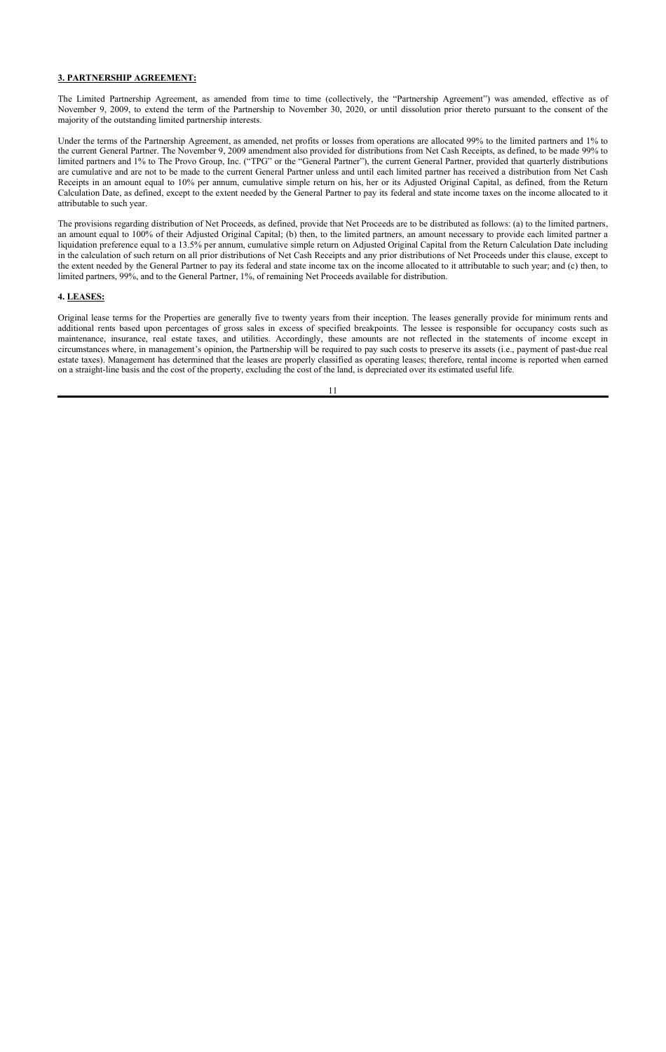**3. PARTNERSHIP AGREEMENT:**

The Limited Partnership Agreement, as amended from time to time (collectively, the "Partnership Agreement") was amended, effective as of November 9, 2009, to extend the term of the Partnership to November 30, 2020, or until dissolution prior thereto pursuant to the consent of the majority of the outstanding limited partnership interests.

Under the terms of the Partnership Agreement, as amended, net profits or losses from operations are allocated 99% to the limited partners and 1% to the current General Partner. The November 9, 2009 amendment also provided for distributions from Net Cash Receipts, as defined, to be made 99% to limited partners and 1% to The Provo Group, Inc. ("TPG" or the "General Partner"), the current General Partner, provided that quarterly distributions are cumulative and are not to be made to the current General Partner unless and until each limited partner has received a distribution from Net Cash Receipts in an amount equal to 10% per annum, cumulative simple return on his, her or its Adjusted Original Capital, as defined, from the Return Calculation Date, as defined, except to the extent needed by the General Partner to pay its federal and state income taxes on the income allocated to it attributable to such year.

The provisions regarding distribution of Net Proceeds, as defined, provide that Net Proceeds are to be distributed as follows: (a) to the limited partners, an amount equal to 100% of their Adjusted Original Capital; (b) then, to the limited partners, an amount necessary to provide each limited partner a liquidation preference equal to a 13.5% per annum, cumulative simple return on Adjusted Original Capital from the Return Calculation Date including in the calculation of such return on all prior distributions of Net Cash Receipts and any prior distributions of Net Proceeds under this clause, except to the extent needed by the General Partner to pay its federal and state income tax on the income allocated to it attributable to such year; and (c) then, to limited partners, 99%, and to the General Partner, 1%, of remaining Net Proceeds available for distribution.

**4. LEASES:**

Original lease terms for the Properties are generally five to twenty years from their inception. The leases generally provide for minimum rents and additional rents based upon percentages of gross sales in excess of specified breakpoints. The lessee is responsible for occupancy costs such as maintenance, insurance, real estate taxes, and utilities. Accordingly, these amounts are not reflected in the statements of income except in circumstances where, in management's opinion, the Partnership will be required to pay such costs to preserve its assets (i.e., payment of past-due real estate taxes). Management has determined that the leases are properly classified as operating leases; therefore, rental income is reported when earned on a straight-line basis and the cost of the property, excluding the cost of the land, is depreciated over its estimated useful life.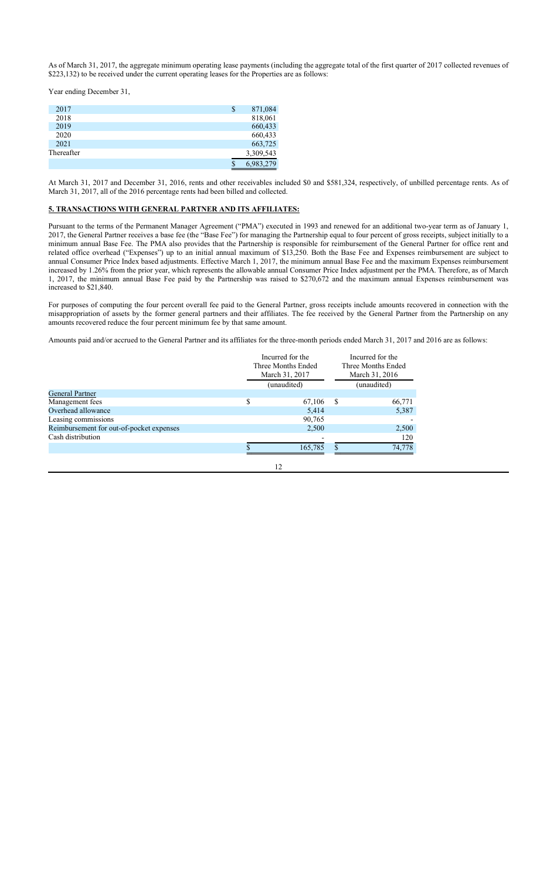As of March 31, 2017, the aggregate minimum operating lease payments (including the aggregate total of the first quarter of 2017 collected revenues of $223,132) to be received under the current operating leases for the Properties are as follows:

Year ending December 31,

| | |
|---|---|
| 2017 | $ 871,084 |
| 2018 | 818,061 |
| 2019 | 660,433 |
| 2020 | 660,433 |
| 2021 | 663,725 |
| Thereafter | 3,309,543 |
| | $ 6,983,279 |

At March 31, 2017 and December 31, 2016, rents and other receivables included $0 and $581,324, respectively, of unbilled percentage rents. As of March 31, 2017, all of the 2016 percentage rents had been billed and collected.

**5. TRANSACTIONS WITH GENERAL PARTNER AND ITS AFFILIATES:**

Pursuant to the terms of the Permanent Manager Agreement ("PMA") executed in 1993 and renewed for an additional two-year term as of January 1, 2017, the General Partner receives a base fee (the "Base Fee") for managing the Partnership equal to four percent of gross receipts, subject initially to a minimum annual Base Fee. The PMA also provides that the Partnership is responsible for reimbursement of the General Partner for office rent and related office overhead ("Expenses") up to an initial annual maximum of $13,250. Both the Base Fee and Expenses reimbursement are subject to annual Consumer Price Index based adjustments. Effective March 1, 2017, the minimum annual Base Fee and the maximum Expenses reimbursement increased by 1.26% from the prior year, which represents the allowable annual Consumer Price Index adjustment per the PMA. Therefore, as of March 1, 2017, the minimum annual Base Fee paid by the Partnership was raised to $270,672 and the maximum annual Expenses reimbursement was increased to $21,840.

For purposes of computing the four percent overall fee paid to the General Partner, gross receipts include amounts recovered in connection with the misappropriation of assets by the former general partners and their affiliates. The fee received by the General Partner from the Partnership on any amounts recovered reduce the four percent minimum fee by that same amount.

Amounts paid and/or accrued to the General Partner and its affiliates for the three-month periods ended March 31, 2017 and 2016 are as follows:

| | Incurred for the Three Months Ended March 31, 2017 (unaudited) | Incurred for the Three Months Ended March 31, 2016 (unaudited) |
|---|---|---|
| General Partner | | |
| Management fees | $ 67,106 | $ 66,771 |
| Overhead allowance | 5,414 | 5,387 |
| Leasing commissions | 90,765 | - |
| Reimbursement for out-of-pocket expenses | 2,500 | 2,500 |
| Cash distribution | - | 120 |
| | $ 165,785 | $ 74,778 |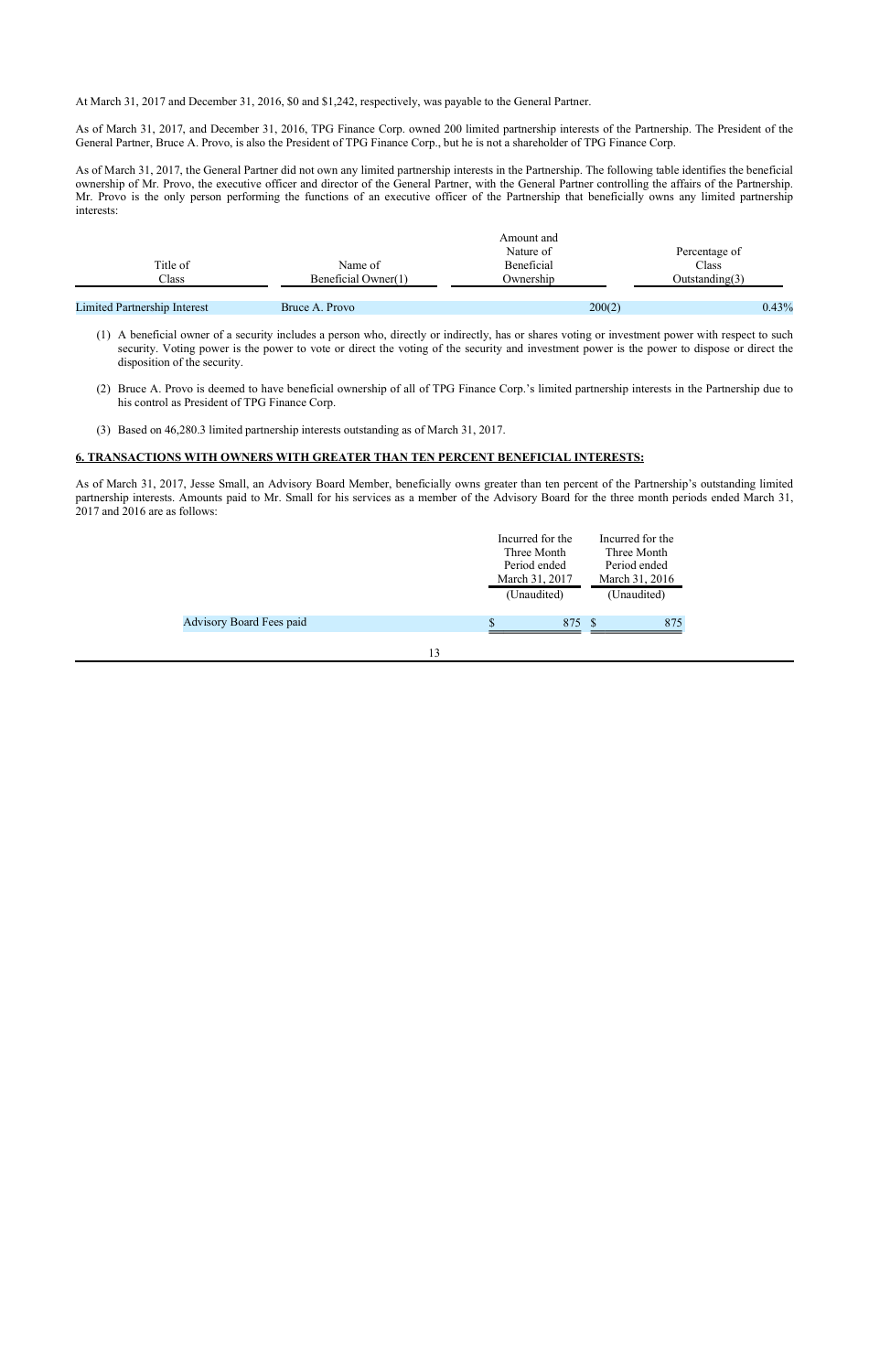At March 31, 2017 and December 31, 2016, $0 and $1,242, respectively, was payable to the General Partner.

As of March 31, 2017, and December 31, 2016, TPG Finance Corp. owned 200 limited partnership interests of the Partnership. The President of the General Partner, Bruce A. Provo, is also the President of TPG Finance Corp., but he is not a shareholder of TPG Finance Corp.

As of March 31, 2017, the General Partner did not own any limited partnership interests in the Partnership. The following table identifies the beneficial ownership of Mr. Provo, the executive officer and director of the General Partner, with the General Partner controlling the affairs of the Partnership. Mr. Provo is the only person performing the functions of an executive officer of the Partnership that beneficially owns any limited partnership interests:

| Title of Class | Name of Beneficial Owner(1) | Amount and Nature of Beneficial Ownership | Percentage of Class Outstanding(3) |
|---|---|---|---|
| Limited Partnership Interest | Bruce A. Provo | 200(2) | 0.43% |

(1) A beneficial owner of a security includes a person who, directly or indirectly, has or shares voting or investment power with respect to such security. Voting power is the power to vote or direct the voting of the security and investment power is the power to dispose or direct the disposition of the security.

(2) Bruce A. Provo is deemed to have beneficial ownership of all of TPG Finance Corp.'s limited partnership interests in the Partnership due to his control as President of TPG Finance Corp.

(3) Based on 46,280.3 limited partnership interests outstanding as of March 31, 2017.

## 6. TRANSACTIONS WITH OWNERS WITH GREATER THAN TEN PERCENT BENEFICIAL INTERESTS:

As of March 31, 2017, Jesse Small, an Advisory Board Member, beneficially owns greater than ten percent of the Partnership's outstanding limited partnership interests. Amounts paid to Mr. Small for his services as a member of the Advisory Board for the three month periods ended March 31, 2017 and 2016 are as follows:

| | Incurred for the Three Month Period ended March 31, 2017 (Unaudited) | Incurred for the Three Month Period ended March 31, 2016 (Unaudited) |
|---|---|---|
| Advisory Board Fees paid | $ 875 | $ 875 |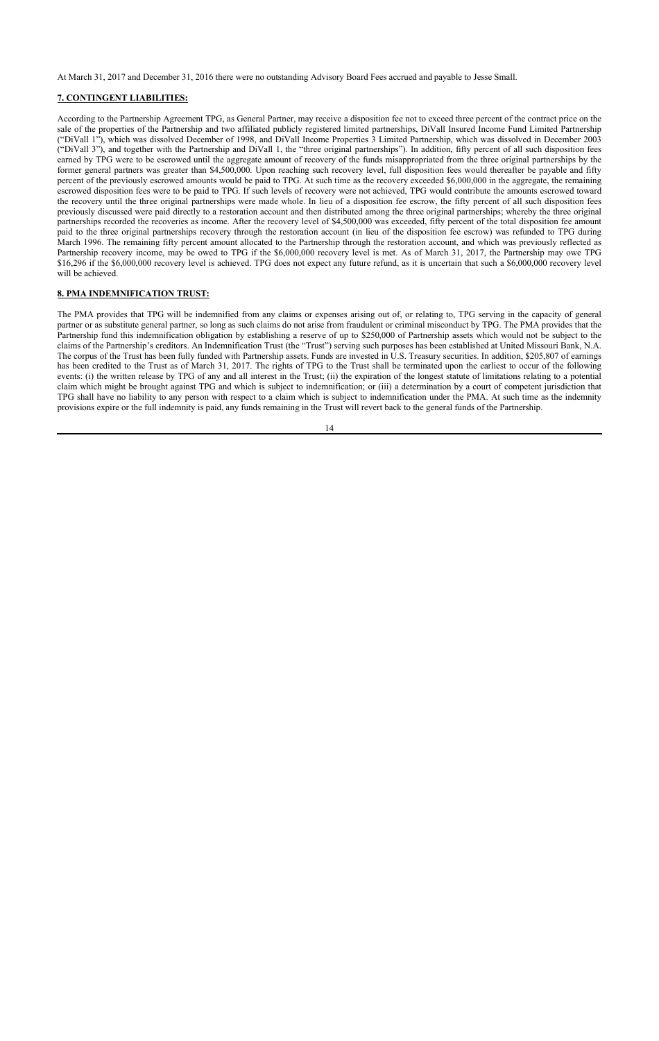At March 31, 2017 and December 31, 2016 there were no outstanding Advisory Board Fees accrued and payable to Jesse Small.

**7. CONTINGENT LIABILITIES:**

According to the Partnership Agreement TPG, as General Partner, may receive a disposition fee not to exceed three percent of the contract price on the sale of the properties of the Partnership and two affiliated publicly registered limited partnerships, DiVall Insured Income Fund Limited Partnership ("DiVall 1"), which was dissolved December of 1998, and DiVall Income Properties 3 Limited Partnership, which was dissolved in December 2003 ("DiVall 3"), and together with the Partnership and DiVall 1, the "three original partnerships"). In addition, fifty percent of all such disposition fees earned by TPG were to be escrowed until the aggregate amount of recovery of the funds misappropriated from the three original partnerships by the former general partners was greater than $4,500,000. Upon reaching such recovery level, full disposition fees would thereafter be payable and fifty percent of the previously escrowed amounts would be paid to TPG. At such time as the recovery exceeded $6,000,000 in the aggregate, the remaining escrowed disposition fees were to be paid to TPG. If such levels of recovery were not achieved, TPG would contribute the amounts escrowed toward the recovery until the three original partnerships were made whole. In lieu of a disposition fee escrow, the fifty percent of all such disposition fees previously discussed were paid directly to a restoration account and then distributed among the three original partnerships; whereby the three original partnerships recorded the recoveries as income. After the recovery level of $4,500,000 was exceeded, fifty percent of the total disposition fee amount paid to the three original partnerships recovery through the restoration account (in lieu of the disposition fee escrow) was refunded to TPG during March 1996. The remaining fifty percent amount allocated to the Partnership through the restoration account, and which was previously reflected as Partnership recovery income, may be owed to TPG if the $6,000,000 recovery level is met. As of March 31, 2017, the Partnership may owe TPG $16,296 if the $6,000,000 recovery level is achieved. TPG does not expect any future refund, as it is uncertain that such a $6,000,000 recovery level will be achieved.

**8. PMA INDEMNIFICATION TRUST:**

The PMA provides that TPG will be indemnified from any claims or expenses arising out of, or relating to, TPG serving in the capacity of general partner or as substitute general partner, so long as such claims do not arise from fraudulent or criminal misconduct by TPG. The PMA provides that the Partnership fund this indemnification obligation by establishing a reserve of up to $250,000 of Partnership assets which would not be subject to the claims of the Partnership's creditors. An Indemnification Trust (the "Trust") serving such purposes has been established at United Missouri Bank, N.A. The corpus of the Trust has been fully funded with Partnership assets. Funds are invested in U.S. Treasury securities. In addition, $205,807 of earnings has been credited to the Trust as of March 31, 2017. The rights of TPG to the Trust shall be terminated upon the earliest to occur of the following events: (i) the written release by TPG of any and all interest in the Trust; (ii) the expiration of the longest statute of limitations relating to a potential claim which might be brought against TPG and which is subject to indemnification; or (iii) a determination by a court of competent jurisdiction that TPG shall have no liability to any person with respect to a claim which is subject to indemnification under the PMA. At such time as the indemnity provisions expire or the full indemnity is paid, any funds remaining in the Trust will revert back to the general funds of the Partnership.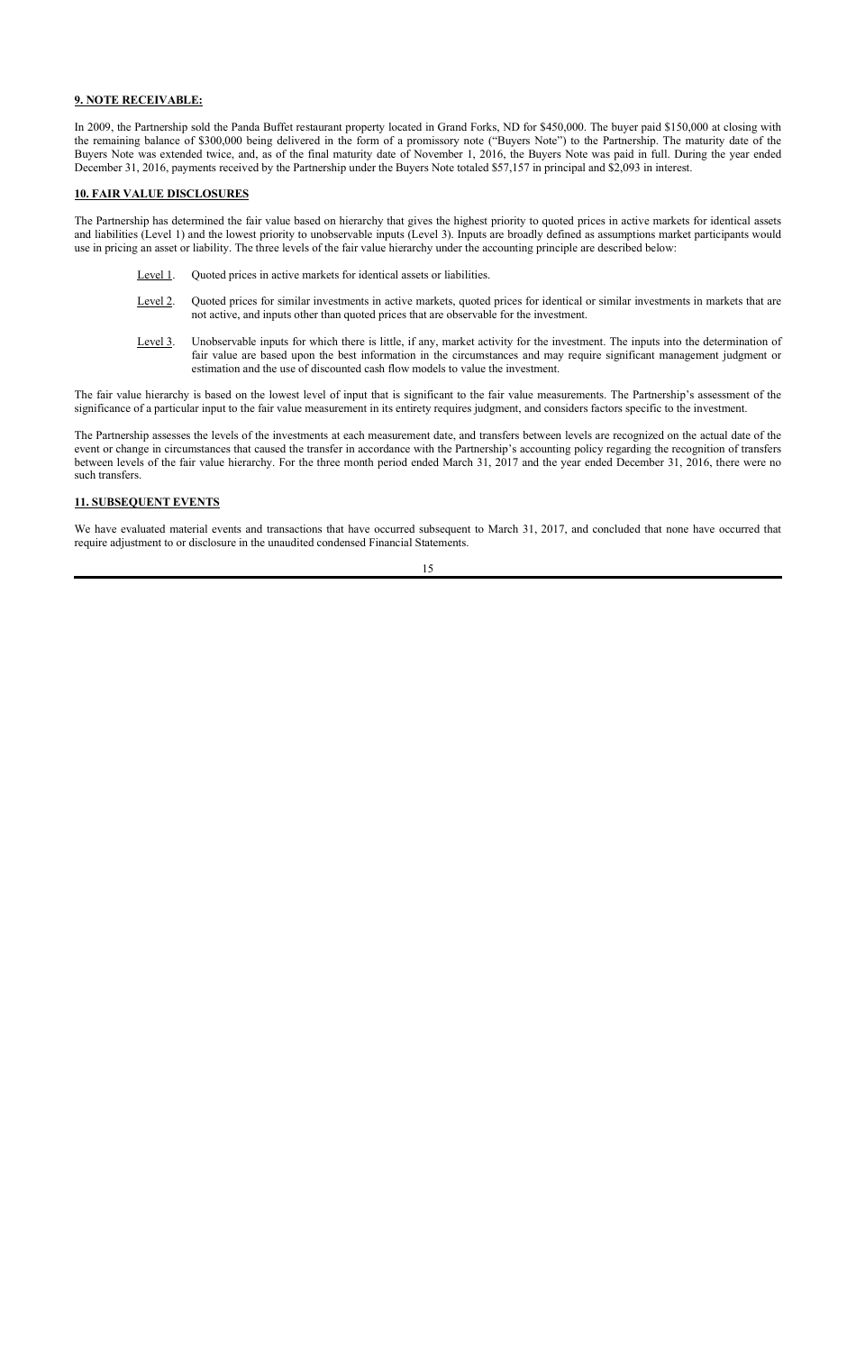**9. NOTE RECEIVABLE:**

In 2009, the Partnership sold the Panda Buffet restaurant property located in Grand Forks, ND for $450,000. The buyer paid $150,000 at closing with the remaining balance of $300,000 being delivered in the form of a promissory note ("Buyers Note") to the Partnership. The maturity date of the Buyers Note was extended twice, and, as of the final maturity date of November 1, 2016, the Buyers Note was paid in full. During the year ended December 31, 2016, payments received by the Partnership under the Buyers Note totaled $57,157 in principal and $2,093 in interest.

**10. FAIR VALUE DISCLOSURES**

The Partnership has determined the fair value based on hierarchy that gives the highest priority to quoted prices in active markets for identical assets and liabilities (Level 1) and the lowest priority to unobservable inputs (Level 3). Inputs are broadly defined as assumptions market participants would use in pricing an asset or liability. The three levels of the fair value hierarchy under the accounting principle are described below:

- Level 1. Quoted prices in active markets for identical assets or liabilities.
- Level 2. Quoted prices for similar investments in active markets, quoted prices for identical or similar investments in markets that are not active, and inputs other than quoted prices that are observable for the investment.
- Level 3. Unobservable inputs for which there is little, if any, market activity for the investment. The inputs into the determination of fair value are based upon the best information in the circumstances and may require significant management judgment or estimation and the use of discounted cash flow models to value the investment.

The fair value hierarchy is based on the lowest level of input that is significant to the fair value measurements. The Partnership's assessment of the significance of a particular input to the fair value measurement in its entirety requires judgment, and considers factors specific to the investment.

The Partnership assesses the levels of the investments at each measurement date, and transfers between levels are recognized on the actual date of the event or change in circumstances that caused the transfer in accordance with the Partnership's accounting policy regarding the recognition of transfers between levels of the fair value hierarchy. For the three month period ended March 31, 2017 and the year ended December 31, 2016, there were no such transfers.

**11. SUBSEQUENT EVENTS**

We have evaluated material events and transactions that have occurred subsequent to March 31, 2017, and concluded that none have occurred that require adjustment to or disclosure in the unaudited condensed Financial Statements.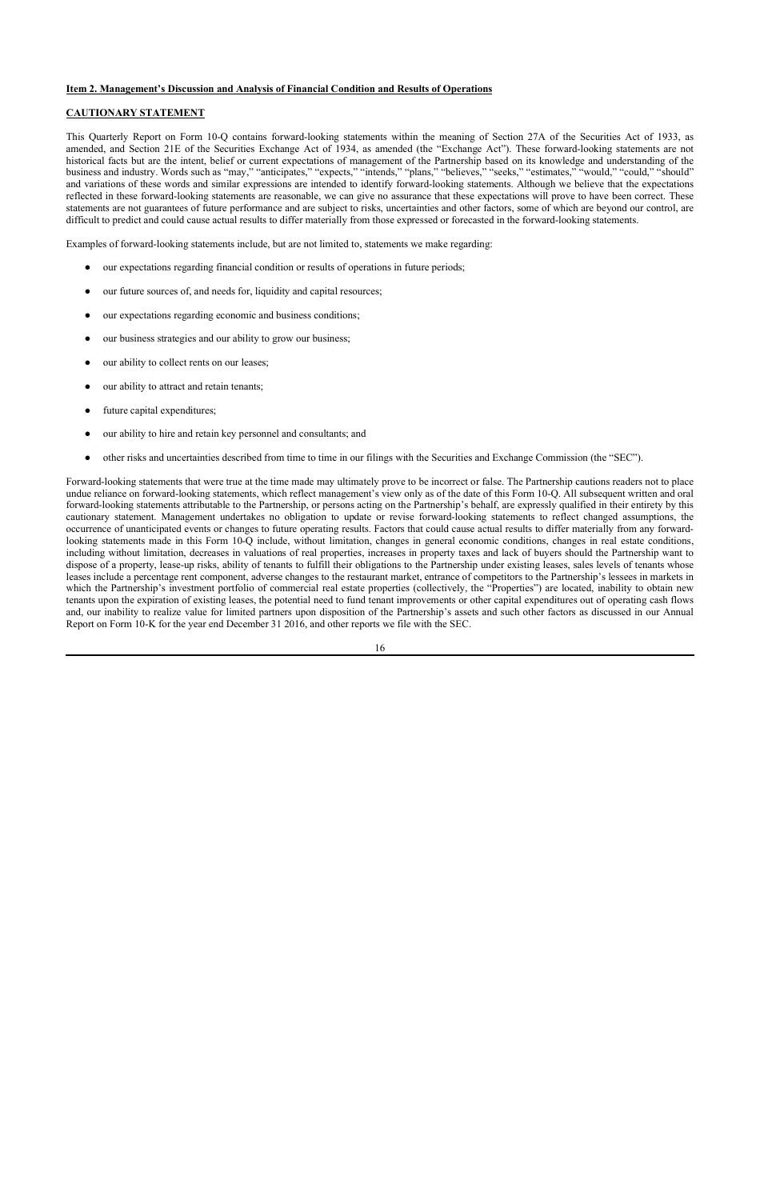**Item 2. Management's Discussion and Analysis of Financial Condition and Results of Operations**

**CAUTIONARY STATEMENT**

This Quarterly Report on Form 10-Q contains forward-looking statements within the meaning of Section 27A of the Securities Act of 1933, as amended, and Section 21E of the Securities Exchange Act of 1934, as amended (the "Exchange Act"). These forward-looking statements are not historical facts but are the intent, belief or current expectations of management of the Partnership based on its knowledge and understanding of the business and industry. Words such as "may," "anticipates," "expects," "intends," "plans," "believes," "seeks," "estimates," "would," "could," "should" and variations of these words and similar expressions are intended to identify forward-looking statements. Although we believe that the expectations reflected in these forward-looking statements are reasonable, we can give no assurance that these expectations will prove to have been correct. These statements are not guarantees of future performance and are subject to risks, uncertainties and other factors, some of which are beyond our control, are difficult to predict and could cause actual results to differ materially from those expressed or forecasted in the forward-looking statements.

Examples of forward-looking statements include, but are not limited to, statements we make regarding:

- our expectations regarding financial condition or results of operations in future periods;
- our future sources of, and needs for, liquidity and capital resources;
- our expectations regarding economic and business conditions;
- our business strategies and our ability to grow our business;
- our ability to collect rents on our leases;
- our ability to attract and retain tenants;
- future capital expenditures;
- our ability to hire and retain key personnel and consultants; and
- other risks and uncertainties described from time to time in our filings with the Securities and Exchange Commission (the "SEC").

Forward-looking statements that were true at the time made may ultimately prove to be incorrect or false. The Partnership cautions readers not to place undue reliance on forward-looking statements, which reflect management's view only as of the date of this Form 10-Q. All subsequent written and oral forward-looking statements attributable to the Partnership, or persons acting on the Partnership's behalf, are expressly qualified in their entirety by this cautionary statement. Management undertakes no obligation to update or revise forward-looking statements to reflect changed assumptions, the occurrence of unanticipated events or changes to future operating results. Factors that could cause actual results to differ materially from any forward-looking statements made in this Form 10-Q include, without limitation, changes in general economic conditions, changes in real estate conditions, including without limitation, decreases in valuations of real properties, increases in property taxes and lack of buyers should the Partnership want to dispose of a property, lease-up risks, ability of tenants to fulfill their obligations to the Partnership under existing leases, sales levels of tenants whose leases include a percentage rent component, adverse changes to the restaurant market, entrance of competitors to the Partnership's lessees in markets in which the Partnership's investment portfolio of commercial real estate properties (collectively, the "Properties") are located, inability to obtain new tenants upon the expiration of existing leases, the potential need to fund tenant improvements or other capital expenditures out of operating cash flows and, our inability to realize value for limited partners upon disposition of the Partnership's assets and such other factors as discussed in our Annual Report on Form 10-K for the year end December 31 2016, and other reports we file with the SEC.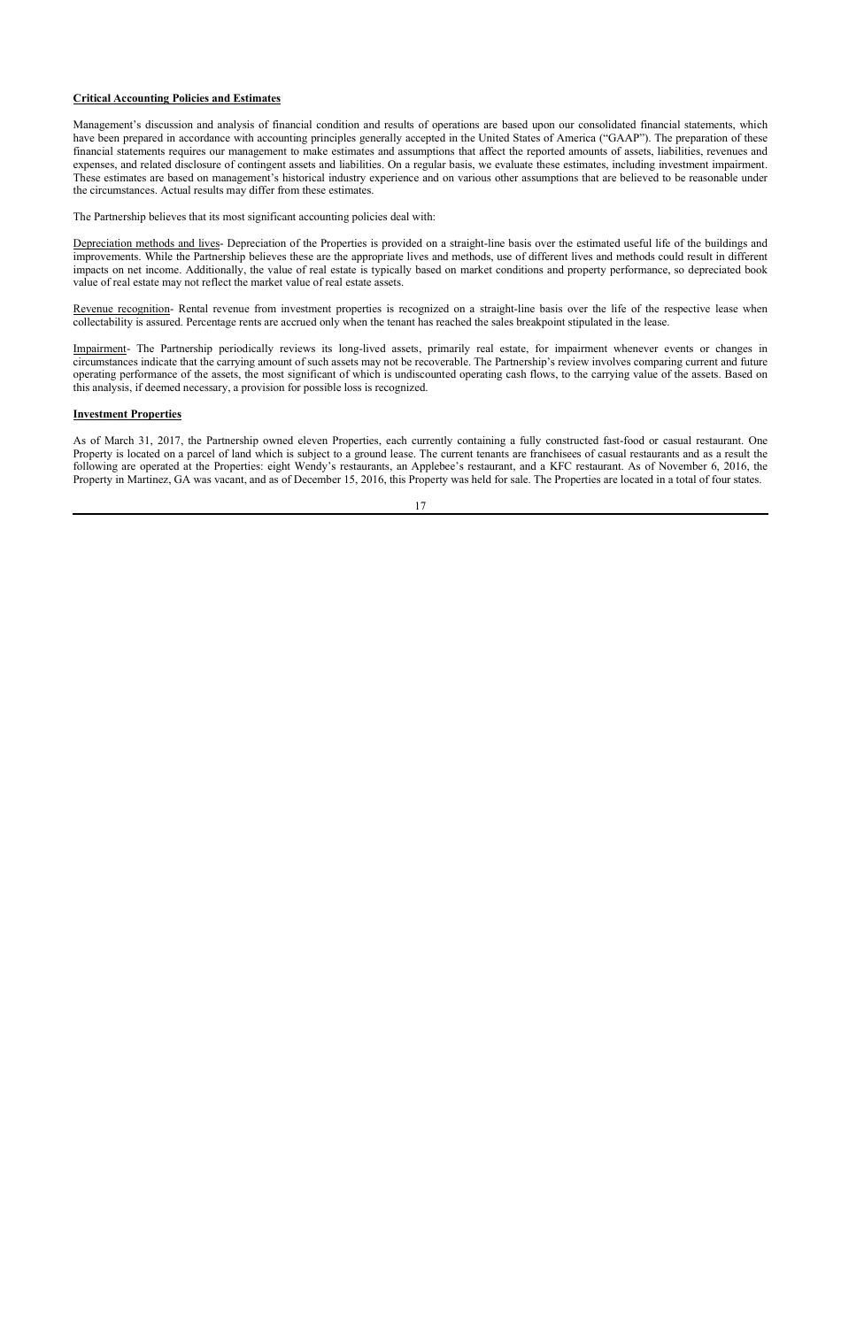**Critical Accounting Policies and Estimates**

Management's discussion and analysis of financial condition and results of operations are based upon our consolidated financial statements, which have been prepared in accordance with accounting principles generally accepted in the United States of America ("GAAP"). The preparation of these financial statements requires our management to make estimates and assumptions that affect the reported amounts of assets, liabilities, revenues and expenses, and related disclosure of contingent assets and liabilities. On a regular basis, we evaluate these estimates, including investment impairment. These estimates are based on management's historical industry experience and on various other assumptions that are believed to be reasonable under the circumstances. Actual results may differ from these estimates.

The Partnership believes that its most significant accounting policies deal with:

Depreciation methods and lives- Depreciation of the Properties is provided on a straight-line basis over the estimated useful life of the buildings and improvements. While the Partnership believes these are the appropriate lives and methods, use of different lives and methods could result in different impacts on net income. Additionally, the value of real estate is typically based on market conditions and property performance, so depreciated book value of real estate may not reflect the market value of real estate assets.

Revenue recognition- Rental revenue from investment properties is recognized on a straight-line basis over the life of the respective lease when collectability is assured. Percentage rents are accrued only when the tenant has reached the sales breakpoint stipulated in the lease.

Impairment- The Partnership periodically reviews its long-lived assets, primarily real estate, for impairment whenever events or changes in circumstances indicate that the carrying amount of such assets may not be recoverable. The Partnership's review involves comparing current and future operating performance of the assets, the most significant of which is undiscounted operating cash flows, to the carrying value of the assets. Based on this analysis, if deemed necessary, a provision for possible loss is recognized.

**Investment Properties**

As of March 31, 2017, the Partnership owned eleven Properties, each currently containing a fully constructed fast-food or casual restaurant. One Property is located on a parcel of land which is subject to a ground lease. The current tenants are franchisees of casual restaurants and as a result the following are operated at the Properties: eight Wendy's restaurants, an Applebee's restaurant, and a KFC restaurant. As of November 6, 2016, the Property in Martinez, GA was vacant, and as of December 15, 2016, this Property was held for sale. The Properties are located in a total of four states.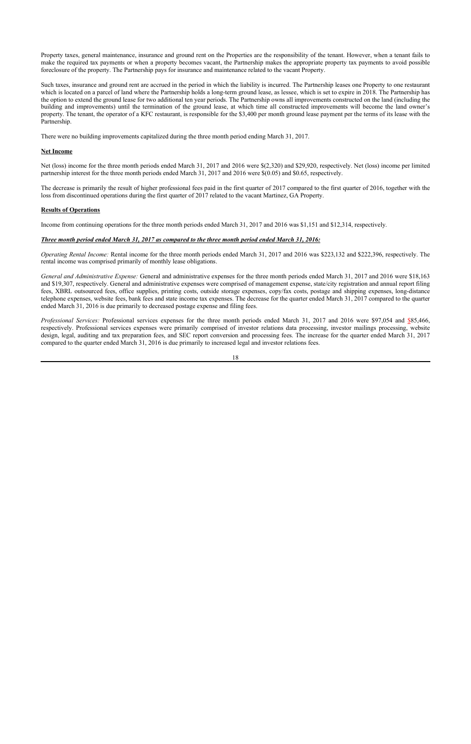Property taxes, general maintenance, insurance and ground rent on the Properties are the responsibility of the tenant. However, when a tenant fails to make the required tax payments or when a property becomes vacant, the Partnership makes the appropriate property tax payments to avoid possible foreclosure of the property. The Partnership pays for insurance and maintenance related to the vacant Property.

Such taxes, insurance and ground rent are accrued in the period in which the liability is incurred. The Partnership leases one Property to one restaurant which is located on a parcel of land where the Partnership holds a long-term ground lease, as lessee, which is set to expire in 2018. The Partnership has the option to extend the ground lease for two additional ten year periods. The Partnership owns all improvements constructed on the land (including the building and improvements) until the termination of the ground lease, at which time all constructed improvements will become the land owner's property. The tenant, the operator of a KFC restaurant, is responsible for the $3,400 per month ground lease payment per the terms of its lease with the Partnership.

There were no building improvements capitalized during the three month period ending March 31, 2017.

**Net Income**

Net (loss) income for the three month periods ended March 31, 2017 and 2016 were $(2,320) and $29,920, respectively. Net (loss) income per limited partnership interest for the three month periods ended March 31, 2017 and 2016 were $(0.05) and $0.65, respectively.

The decrease is primarily the result of higher professional fees paid in the first quarter of 2017 compared to the first quarter of 2016, together with the loss from discontinued operations during the first quarter of 2017 related to the vacant Martinez, GA Property.

**Results of Operations**

Income from continuing operations for the three month periods ended March 31, 2017 and 2016 was $1,151 and $12,314, respectively.

***Three month period ended March 31, 2017 as compared to the three month period ended March 31, 2016:***

*Operating Rental Income:* Rental income for the three month periods ended March 31, 2017 and 2016 was $223,132 and $222,396, respectively. The rental income was comprised primarily of monthly lease obligations.

*General and Administrative Expense:* General and administrative expenses for the three month periods ended March 31, 2017 and 2016 were $18,163 and $19,307, respectively. General and administrative expenses were comprised of management expense, state/city registration and annual report filing fees, XBRL outsourced fees, office supplies, printing costs, outside storage expenses, copy/fax costs, postage and shipping expenses, long-distance telephone expenses, website fees, bank fees and state income tax expenses. The decrease for the quarter ended March 31, 2017 compared to the quarter ended March 31, 2016 is due primarily to decreased postage expense and filing fees.

*Professional Services:* Professional services expenses for the three month periods ended March 31, 2017 and 2016 were $97,054 and $85,466, respectively. Professional services expenses were primarily comprised of investor relations data processing, investor mailings processing, website design, legal, auditing and tax preparation fees, and SEC report conversion and processing fees. The increase for the quarter ended March 31, 2017 compared to the quarter ended March 31, 2016 is due primarily to increased legal and investor relations fees.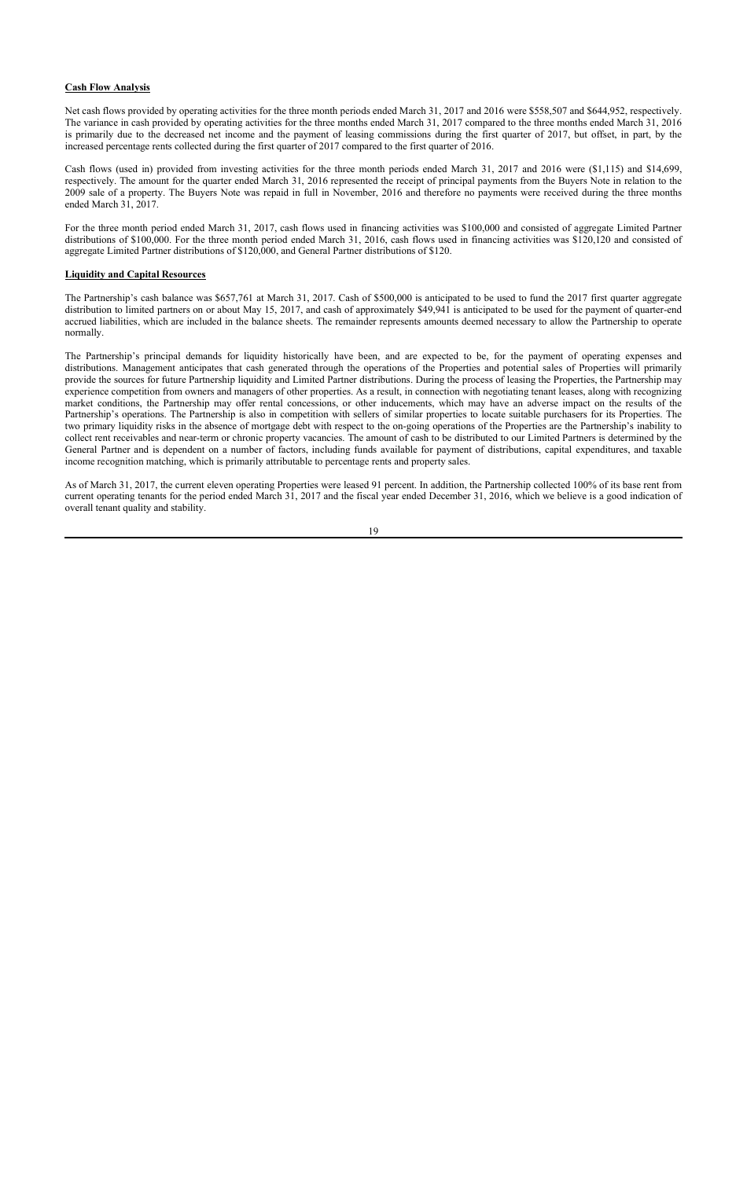**Cash Flow Analysis**

Net cash flows provided by operating activities for the three month periods ended March 31, 2017 and 2016 were $558,507 and $644,952, respectively. The variance in cash provided by operating activities for the three months ended March 31, 2017 compared to the three months ended March 31, 2016 is primarily due to the decreased net income and the payment of leasing commissions during the first quarter of 2017, but offset, in part, by the increased percentage rents collected during the first quarter of 2017 compared to the first quarter of 2016.

Cash flows (used in) provided from investing activities for the three month periods ended March 31, 2017 and 2016 were ($1,115) and $14,699, respectively. The amount for the quarter ended March 31, 2016 represented the receipt of principal payments from the Buyers Note in relation to the 2009 sale of a property. The Buyers Note was repaid in full in November, 2016 and therefore no payments were received during the three months ended March 31, 2017.

For the three month period ended March 31, 2017, cash flows used in financing activities was $100,000 and consisted of aggregate Limited Partner distributions of $100,000. For the three month period ended March 31, 2016, cash flows used in financing activities was $120,120 and consisted of aggregate Limited Partner distributions of $120,000, and General Partner distributions of $120.

**Liquidity and Capital Resources**

The Partnership's cash balance was $657,761 at March 31, 2017. Cash of $500,000 is anticipated to be used to fund the 2017 first quarter aggregate distribution to limited partners on or about May 15, 2017, and cash of approximately $49,941 is anticipated to be used for the payment of quarter-end accrued liabilities, which are included in the balance sheets. The remainder represents amounts deemed necessary to allow the Partnership to operate normally.

The Partnership's principal demands for liquidity historically have been, and are expected to be, for the payment of operating expenses and distributions. Management anticipates that cash generated through the operations of the Properties and potential sales of Properties will primarily provide the sources for future Partnership liquidity and Limited Partner distributions. During the process of leasing the Properties, the Partnership may experience competition from owners and managers of other properties. As a result, in connection with negotiating tenant leases, along with recognizing market conditions, the Partnership may offer rental concessions, or other inducements, which may have an adverse impact on the results of the Partnership's operations. The Partnership is also in competition with sellers of similar properties to locate suitable purchasers for its Properties. The two primary liquidity risks in the absence of mortgage debt with respect to the on-going operations of the Properties are the Partnership's inability to collect rent receivables and near-term or chronic property vacancies. The amount of cash to be distributed to our Limited Partners is determined by the General Partner and is dependent on a number of factors, including funds available for payment of distributions, capital expenditures, and taxable income recognition matching, which is primarily attributable to percentage rents and property sales.

As of March 31, 2017, the current eleven operating Properties were leased 91 percent. In addition, the Partnership collected 100% of its base rent from current operating tenants for the period ended March 31, 2017 and the fiscal year ended December 31, 2016, which we believe is a good indication of overall tenant quality and stability.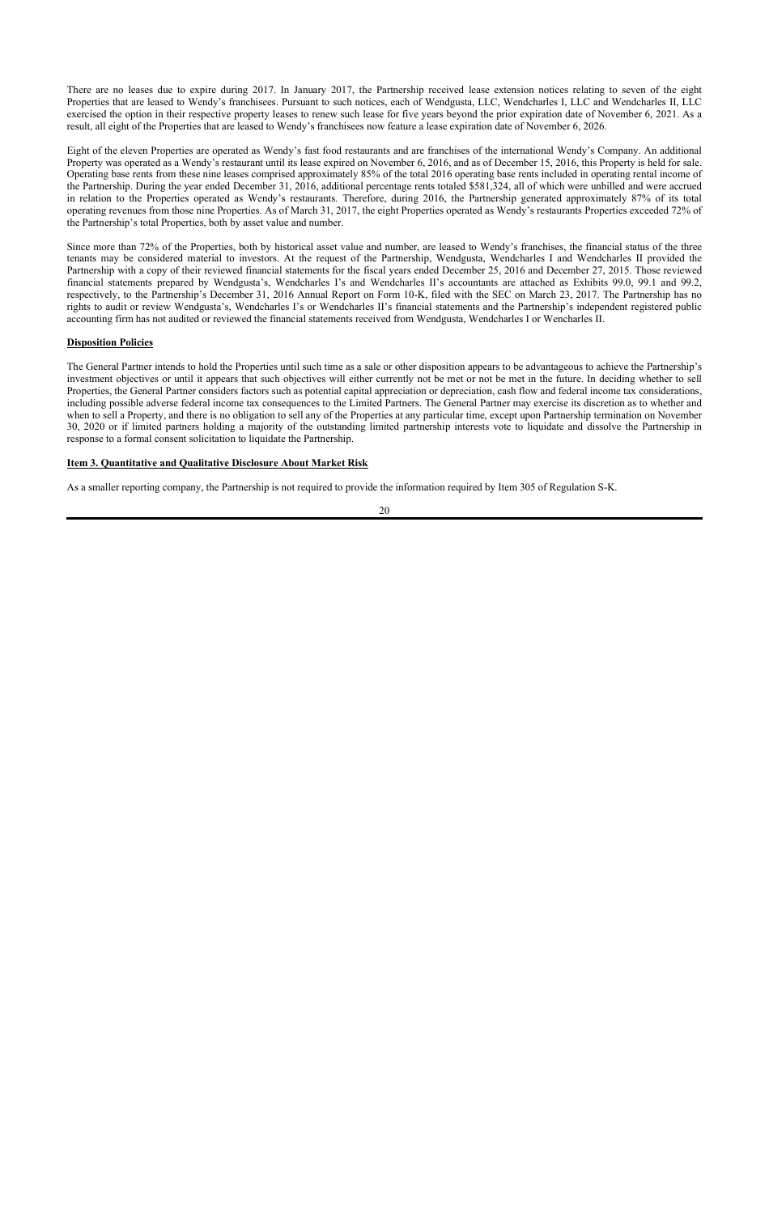There are no leases due to expire during 2017. In January 2017, the Partnership received lease extension notices relating to seven of the eight Properties that are leased to Wendy's franchisees. Pursuant to such notices, each of Wendgusta, LLC, Wendcharles I, LLC and Wendcharles II, LLC exercised the option in their respective property leases to renew such lease for five years beyond the prior expiration date of November 6, 2021. As a result, all eight of the Properties that are leased to Wendy's franchisees now feature a lease expiration date of November 6, 2026.

Eight of the eleven Properties are operated as Wendy's fast food restaurants and are franchises of the international Wendy's Company. An additional Property was operated as a Wendy's restaurant until its lease expired on November 6, 2016, and as of December 15, 2016, this Property is held for sale. Operating base rents from these nine leases comprised approximately 85% of the total 2016 operating base rents included in operating rental income of the Partnership. During the year ended December 31, 2016, additional percentage rents totaled $581,324, all of which were unbilled and were accrued in relation to the Properties operated as Wendy's restaurants. Therefore, during 2016, the Partnership generated approximately 87% of its total operating revenues from those nine Properties. As of March 31, 2017, the eight Properties operated as Wendy's restaurants Properties exceeded 72% of the Partnership's total Properties, both by asset value and number.

Since more than 72% of the Properties, both by historical asset value and number, are leased to Wendy's franchises, the financial status of the three tenants may be considered material to investors. At the request of the Partnership, Wendgusta, Wendcharles I and Wendcharles II provided the Partnership with a copy of their reviewed financial statements for the fiscal years ended December 25, 2016 and December 27, 2015. Those reviewed financial statements prepared by Wendgusta's, Wendcharles I's and Wendcharles II's accountants are attached as Exhibits 99.0, 99.1 and 99.2, respectively, to the Partnership's December 31, 2016 Annual Report on Form 10-K, filed with the SEC on March 23, 2017. The Partnership has no rights to audit or review Wendgusta's, Wendcharles I's or Wendcharles II's financial statements and the Partnership's independent registered public accounting firm has not audited or reviewed the financial statements received from Wendgusta, Wendcharles I or Wencharles II.

**Disposition Policies**

The General Partner intends to hold the Properties until such time as a sale or other disposition appears to be advantageous to achieve the Partnership's investment objectives or until it appears that such objectives will either currently not be met or not be met in the future. In deciding whether to sell Properties, the General Partner considers factors such as potential capital appreciation or depreciation, cash flow and federal income tax considerations, including possible adverse federal income tax consequences to the Limited Partners. The General Partner may exercise its discretion as to whether and when to sell a Property, and there is no obligation to sell any of the Properties at any particular time, except upon Partnership termination on November 30, 2020 or if limited partners holding a majority of the outstanding limited partnership interests vote to liquidate and dissolve the Partnership in response to a formal consent solicitation to liquidate the Partnership.

**Item 3. Quantitative and Qualitative Disclosure About Market Risk**

As a smaller reporting company, the Partnership is not required to provide the information required by Item 305 of Regulation S-K.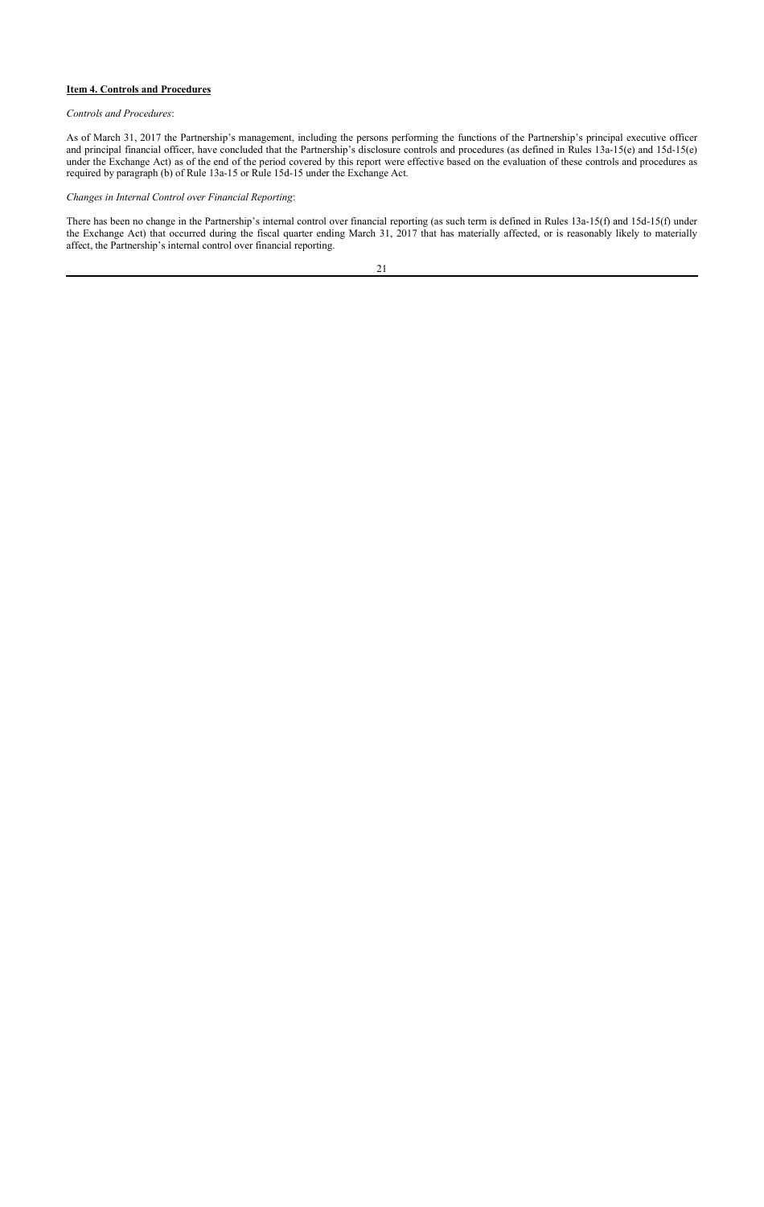## Item 4. Controls and Procedures

*Controls and Procedures*:

As of March 31, 2017 the Partnership's management, including the persons performing the functions of the Partnership's principal executive officer and principal financial officer, have concluded that the Partnership's disclosure controls and procedures (as defined in Rules 13a-15(e) and 15d-15(e) under the Exchange Act) as of the end of the period covered by this report were effective based on the evaluation of these controls and procedures as required by paragraph (b) of Rule 13a-15 or Rule 15d-15 under the Exchange Act.

*Changes in Internal Control over Financial Reporting*:

There has been no change in the Partnership's internal control over financial reporting (as such term is defined in Rules 13a-15(f) and 15d-15(f) under the Exchange Act) that occurred during the fiscal quarter ending March 31, 2017 that has materially affected, or is reasonably likely to materially affect, the Partnership's internal control over financial reporting.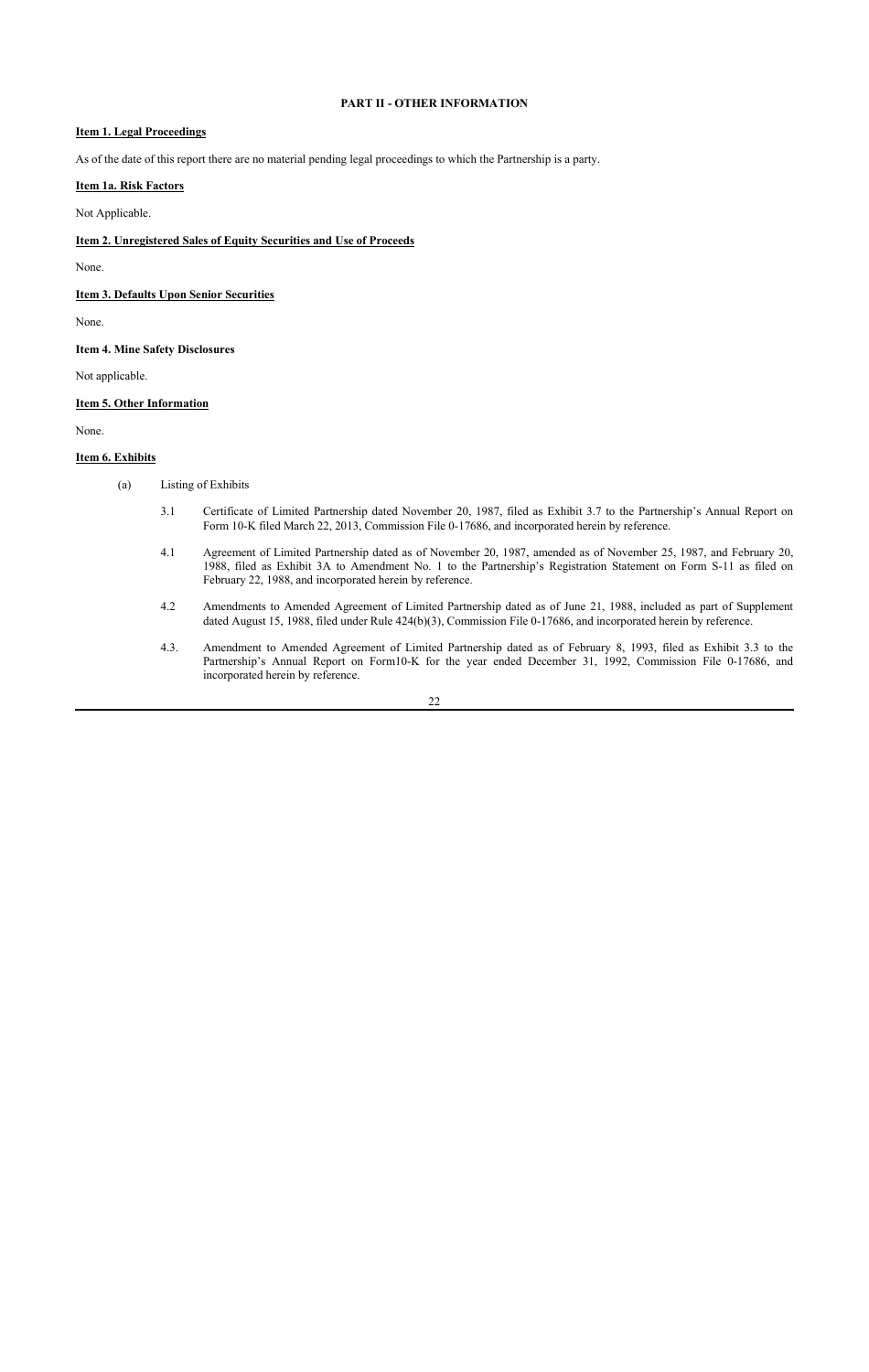## PART II - OTHER INFORMATION

**Item 1. Legal Proceedings**

As of the date of this report there are no material pending legal proceedings to which the Partnership is a party.

**Item 1a. Risk Factors**

Not Applicable.

**Item 2. Unregistered Sales of Equity Securities and Use of Proceeds**

None.

**Item 3. Defaults Upon Senior Securities**

None.

**Item 4. Mine Safety Disclosures**

Not applicable.

**Item 5. Other Information**

None.

**Item 6. Exhibits**

(a) Listing of Exhibits

3.1 Certificate of Limited Partnership dated November 20, 1987, filed as Exhibit 3.7 to the Partnership's Annual Report on Form 10-K filed March 22, 2013, Commission File 0-17686, and incorporated herein by reference.

4.1 Agreement of Limited Partnership dated as of November 20, 1987, amended as of November 25, 1987, and February 20, 1988, filed as Exhibit 3A to Amendment No. 1 to the Partnership's Registration Statement on Form S-11 as filed on February 22, 1988, and incorporated herein by reference.

4.2 Amendments to Amended Agreement of Limited Partnership dated as of June 21, 1988, included as part of Supplement dated August 15, 1988, filed under Rule 424(b)(3), Commission File 0-17686, and incorporated herein by reference.

4.3. Amendment to Amended Agreement of Limited Partnership dated as of February 8, 1993, filed as Exhibit 3.3 to the Partnership's Annual Report on Form10-K for the year ended December 31, 1992, Commission File 0-17686, and incorporated herein by reference.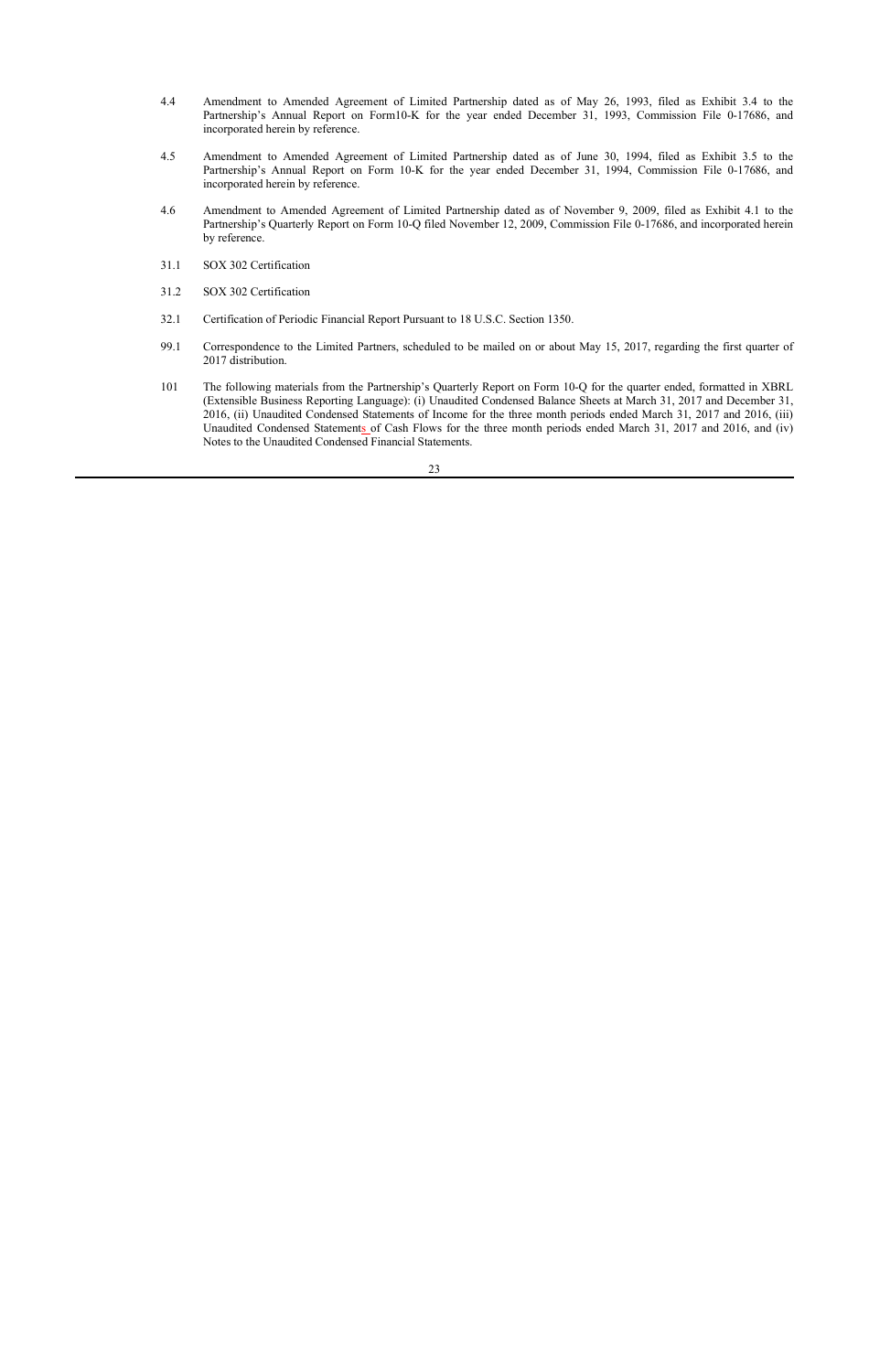| | |
|---|---|
| 4.4 | Amendment to Amended Agreement of Limited Partnership dated as of May 26, 1993, filed as Exhibit 3.4 to the Partnership's Annual Report on Form10-K for the year ended December 31, 1993, Commission File 0-17686, and incorporated herein by reference. |
| 4.5 | Amendment to Amended Agreement of Limited Partnership dated as of June 30, 1994, filed as Exhibit 3.5 to the Partnership's Annual Report on Form 10-K for the year ended December 31, 1994, Commission File 0-17686, and incorporated herein by reference. |
| 4.6 | Amendment to Amended Agreement of Limited Partnership dated as of November 9, 2009, filed as Exhibit 4.1 to the Partnership's Quarterly Report on Form 10-Q filed November 12, 2009, Commission File 0-17686, and incorporated herein by reference. |
| 31.1 | SOX 302 Certification |
| 31.2 | SOX 302 Certification |
| 32.1 | Certification of Periodic Financial Report Pursuant to 18 U.S.C. Section 1350. |
| 99.1 | Correspondence to the Limited Partners, scheduled to be mailed on or about May 15, 2017, regarding the first quarter of 2017 distribution. |
| 101 | The following materials from the Partnership's Quarterly Report on Form 10-Q for the quarter ended, formatted in XBRL (Extensible Business Reporting Language): (i) Unaudited Condensed Balance Sheets at March 31, 2017 and December 31, 2016, (ii) Unaudited Condensed Statements of Income for the three month periods ended March 31, 2017 and 2016, (iii) Unaudited Condensed Statements of Cash Flows for the three month periods ended March 31, 2017 and 2016, and (iv) Notes to the Unaudited Condensed Financial Statements. |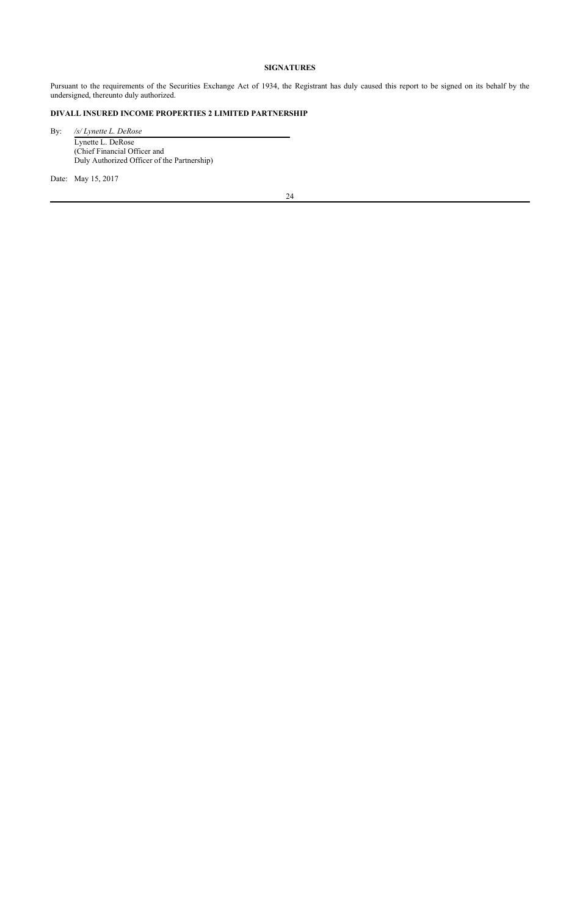## SIGNATURES

Pursuant to the requirements of the Securities Exchange Act of 1934, the Registrant has duly caused this report to be signed on its behalf by the undersigned, thereunto duly authorized.

**DIVALL INSURED INCOME PROPERTIES 2 LIMITED PARTNERSHIP**

By: */s/ Lynette L. DeRose*

Lynette L. DeRose
(Chief Financial Officer and
Duly Authorized Officer of the Partnership)

Date: May 15, 2017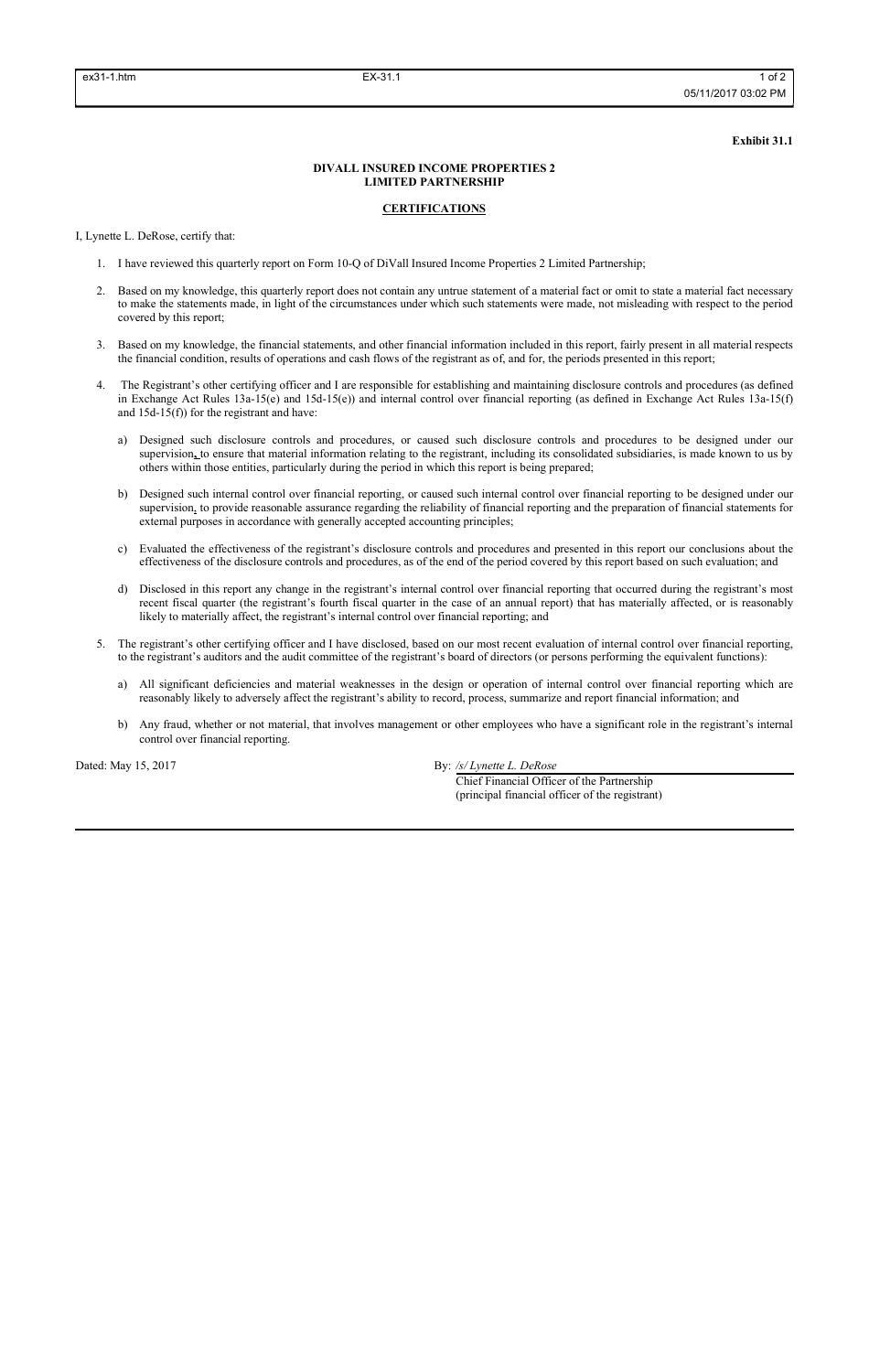**Exhibit 31.1**

**DIVALL INSURED INCOME PROPERTIES 2**
**LIMITED PARTNERSHIP**

**CERTIFICATIONS**

I, Lynette L. DeRose, certify that:

1. I have reviewed this quarterly report on Form 10-Q of DiVall Insured Income Properties 2 Limited Partnership;

2. Based on my knowledge, this quarterly report does not contain any untrue statement of a material fact or omit to state a material fact necessary to make the statements made, in light of the circumstances under which such statements were made, not misleading with respect to the period covered by this report;

3. Based on my knowledge, the financial statements, and other financial information included in this report, fairly present in all material respects the financial condition, results of operations and cash flows of the registrant as of, and for, the periods presented in this report;

4. The Registrant's other certifying officer and I are responsible for establishing and maintaining disclosure controls and procedures (as defined in Exchange Act Rules 13a-15(e) and 15d-15(e)) and internal control over financial reporting (as defined in Exchange Act Rules 13a-15(f) and 15d-15(f)) for the registrant and have:

   a) Designed such disclosure controls and procedures, or caused such disclosure controls and procedures to be designed under our supervision, to ensure that material information relating to the registrant, including its consolidated subsidiaries, is made known to us by others within those entities, particularly during the period in which this report is being prepared;

   b) Designed such internal control over financial reporting, or caused such internal control over financial reporting to be designed under our supervision, to provide reasonable assurance regarding the reliability of financial reporting and the preparation of financial statements for external purposes in accordance with generally accepted accounting principles;

   c) Evaluated the effectiveness of the registrant's disclosure controls and procedures and presented in this report our conclusions about the effectiveness of the disclosure controls and procedures, as of the end of the period covered by this report based on such evaluation; and

   d) Disclosed in this report any change in the registrant's internal control over financial reporting that occurred during the registrant's most recent fiscal quarter (the registrant's fourth fiscal quarter in the case of an annual report) that has materially affected, or is reasonably likely to materially affect, the registrant's internal control over financial reporting; and

5. The registrant's other certifying officer and I have disclosed, based on our most recent evaluation of internal control over financial reporting, to the registrant's auditors and the audit committee of the registrant's board of directors (or persons performing the equivalent functions):

   a) All significant deficiencies and material weaknesses in the design or operation of internal control over financial reporting which are reasonably likely to adversely affect the registrant's ability to record, process, summarize and report financial information; and

   b) Any fraud, whether or not material, that involves management or other employees who have a significant role in the registrant's internal control over financial reporting.

Dated: May 15, 2017

By: */s/ Lynette L. DeRose*
Chief Financial Officer of the Partnership
(principal financial officer of the registrant)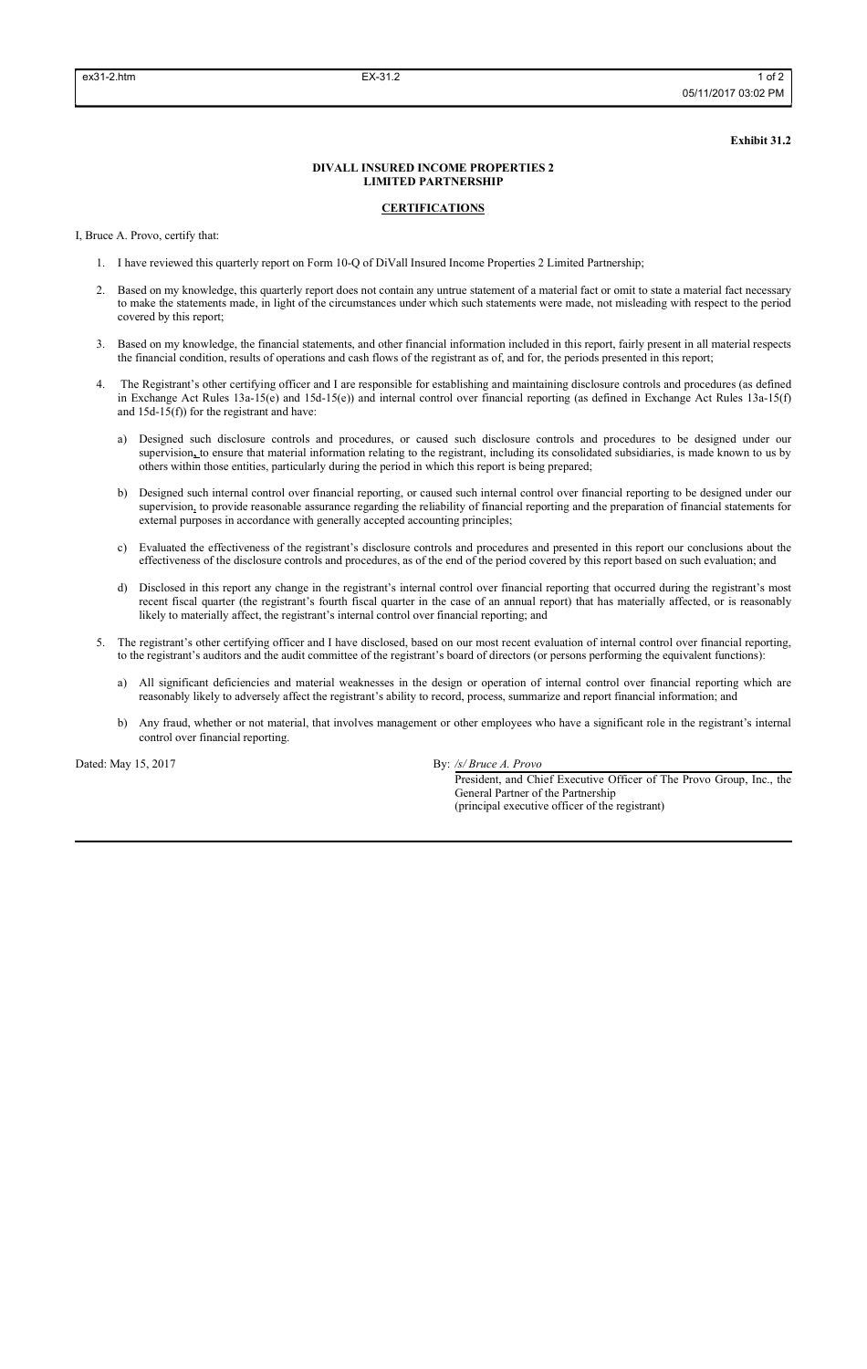**Exhibit 31.2**

**DIVALL INSURED INCOME PROPERTIES 2**
**LIMITED PARTNERSHIP**

**CERTIFICATIONS**

I, Bruce A. Provo, certify that:

1. I have reviewed this quarterly report on Form 10-Q of DiVall Insured Income Properties 2 Limited Partnership;

2. Based on my knowledge, this quarterly report does not contain any untrue statement of a material fact or omit to state a material fact necessary to make the statements made, in light of the circumstances under which such statements were made, not misleading with respect to the period covered by this report;

3. Based on my knowledge, the financial statements, and other financial information included in this report, fairly present in all material respects the financial condition, results of operations and cash flows of the registrant as of, and for, the periods presented in this report;

4. The Registrant's other certifying officer and I are responsible for establishing and maintaining disclosure controls and procedures (as defined in Exchange Act Rules 13a-15(e) and 15d-15(e)) and internal control over financial reporting (as defined in Exchange Act Rules 13a-15(f) and 15d-15(f)) for the registrant and have:

   a) Designed such disclosure controls and procedures, or caused such disclosure controls and procedures to be designed under our supervision, to ensure that material information relating to the registrant, including its consolidated subsidiaries, is made known to us by others within those entities, particularly during the period in which this report is being prepared;

   b) Designed such internal control over financial reporting, or caused such internal control over financial reporting to be designed under our supervision, to provide reasonable assurance regarding the reliability of financial reporting and the preparation of financial statements for external purposes in accordance with generally accepted accounting principles;

   c) Evaluated the effectiveness of the registrant's disclosure controls and procedures and presented in this report our conclusions about the effectiveness of the disclosure controls and procedures, as of the end of the period covered by this report based on such evaluation; and

   d) Disclosed in this report any change in the registrant's internal control over financial reporting that occurred during the registrant's most recent fiscal quarter (the registrant's fourth fiscal quarter in the case of an annual report) that has materially affected, or is reasonably likely to materially affect, the registrant's internal control over financial reporting; and

5. The registrant's other certifying officer and I have disclosed, based on our most recent evaluation of internal control over financial reporting, to the registrant's auditors and the audit committee of the registrant's board of directors (or persons performing the equivalent functions):

   a) All significant deficiencies and material weaknesses in the design or operation of internal control over financial reporting which are reasonably likely to adversely affect the registrant's ability to record, process, summarize and report financial information; and

   b) Any fraud, whether or not material, that involves management or other employees who have a significant role in the registrant's internal control over financial reporting.

Dated: May 15, 2017

By: */s/ Bruce A. Provo*
President, and Chief Executive Officer of The Provo Group, Inc., the General Partner of the Partnership
(principal executive officer of the registrant)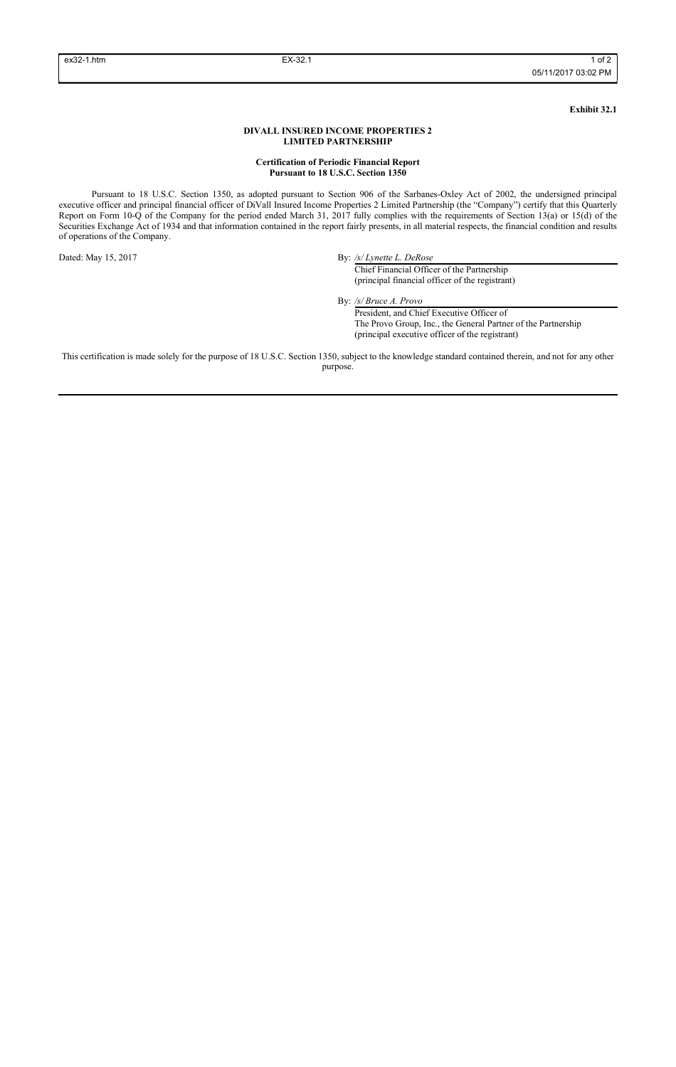**Exhibit 32.1**

**DIVALL INSURED INCOME PROPERTIES 2**
**LIMITED PARTNERSHIP**

**Certification of Periodic Financial Report**
**Pursuant to 18 U.S.C. Section 1350**

Pursuant to 18 U.S.C. Section 1350, as adopted pursuant to Section 906 of the Sarbanes-Oxley Act of 2002, the undersigned principal executive officer and principal financial officer of DiVall Insured Income Properties 2 Limited Partnership (the "Company") certify that this Quarterly Report on Form 10-Q of the Company for the period ended March 31, 2017 fully complies with the requirements of Section 13(a) or 15(d) of the Securities Exchange Act of 1934 and that information contained in the report fairly presents, in all material respects, the financial condition and results of operations of the Company.

Dated: May 15, 2017

By: */s/ Lynette L. DeRose*
Chief Financial Officer of the Partnership
(principal financial officer of the registrant)

By: */s/ Bruce A. Provo*
President, and Chief Executive Officer of
The Provo Group, Inc., the General Partner of the Partnership
(principal executive officer of the registrant)

This certification is made solely for the purpose of 18 U.S.C. Section 1350, subject to the knowledge standard contained therein, and not for any other purpose.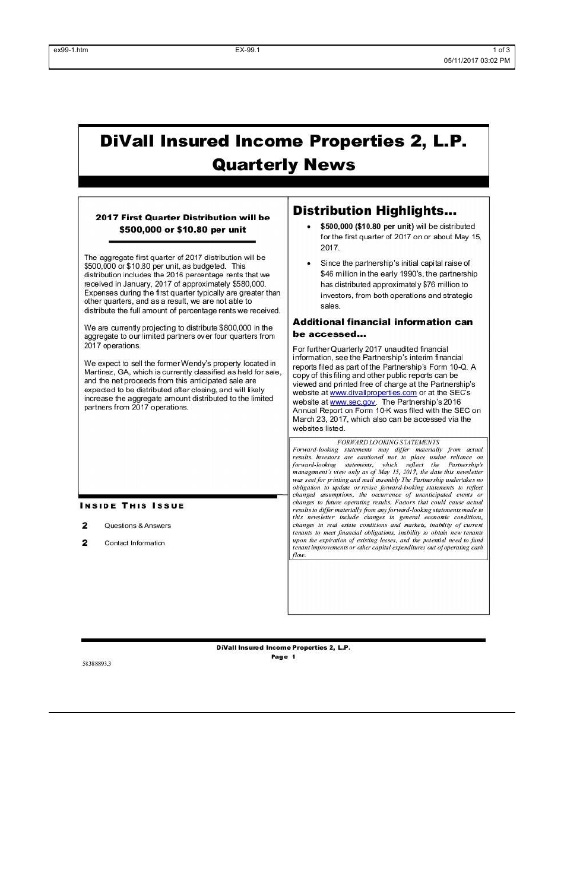# DiVall Insured Income Properties 2, L.P.
# Quarterly News

### 2017 First Quarter Distribution will be $500,000 or $10.80 per unit

The aggregate first quarter of 2017 distribution will be $500,000 or $10.80 per unit, as budgeted. This distribution includes the 2016 percentage rents that we received in January, 2017 of approximately $580,000. Expenses during the first quarter typically are greater than other quarters, and as a result, we are not able to distribute the full amount of percentage rents we received.

We are currently projecting to distribute $800,000 in the aggregate to our limited partners over four quarters from 2017 operations.

We expect to sell the former Wendy's property located in Martinez, GA, which is currently classified as held for sale, and the net proceeds from this anticipated sale are expected to be distributed after closing, and will likely increase the aggregate amount distributed to the limited partners from 2017 operations.

**Inside This Issue**

- 2 Questions & Answers
- 2 Contact Information

## Distribution Highlights...

- **$500,000 ($10.80 per unit)** will be distributed for the first quarter of 2017 on or about May 15, 2017.
- Since the partnership's initial capital raise of $46 million in the early 1990's, the partnership has distributed approximately $76 million to investors, from both operations and strategic sales.

### Additional financial information can be accessed...

For further Quarterly 2017 unaudited financial information, see the Partnership's interim financial reports filed as part of the Partnership's Form 10-Q. A copy of this filing and other public reports can be viewed and printed free of charge at the Partnership's website at www.divallproperties.com or at the SEC's website at www.sec.gov. The Partnership's 2016 Annual Report on Form 10-K was filed with the SEC on March 23, 2017, which also can be accessed via the websites listed.

*FORWARD LOOKING STATEMENTS*

*Forward-looking statements may differ materially from actual results. Investors are cautioned not to place undue reliance on forward-looking statements, which reflect the Partnership's management's view only as of May 15, 2017, the date this newsletter was sent for printing and mail assembly The Partnership undertakes no obligation to update or revise forward-looking statements to reflect changed assumptions, the occurrence of unanticipated events or changes to future operating results. Factors that could cause actual results to differ materially from any forward-looking statements made in this newsletter include changes in general economic conditions, changes in real estate conditions and markets, inability of current tenants to meet financial obligations, inability to obtain new tenants upon the expiration of existing leases, and the potential need to fund tenant improvements or other capital expenditures out of operating cash flow.*

58388893.3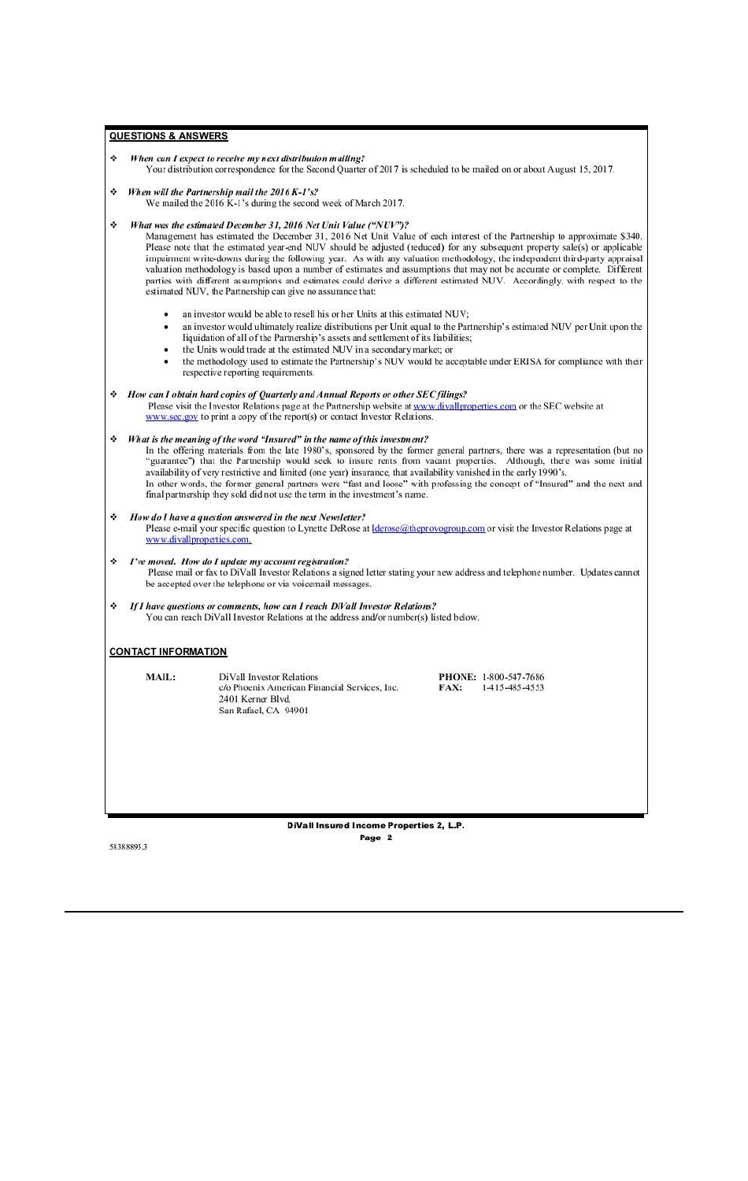## QUESTIONS & ANSWERS

❖ ***When can I expect to receive my next distribution mailing?***
Your distribution correspondence for the Second Quarter of 2017 is scheduled to be mailed on or about August 15, 2017.

❖ ***When will the Partnership mail the 2016 K-1's?***
We mailed the 2016 K-1's during the second week of March 2017.

❖ ***What was the estimated December 31, 2016 Net Unit Value ("NUV")?***
Management has estimated the December 31, 2016 Net Unit Value of each interest of the Partnership to approximate $340. Please note that the estimated year-end NUV should be adjusted (reduced) for any subsequent property sale(s) or applicable impairment write-downs during the following year. As with any valuation methodology, the independent third-party appraisal valuation methodology is based upon a number of estimates and assumptions that may not be accurate or complete. Different parties with different assumptions and estimates could derive a different estimated NUV. Accordingly, with respect to the estimated NUV, the Partnership can give no assurance that:

- an investor would be able to resell his or her Units at this estimated NUV;
- an investor would ultimately realize distributions per Unit equal to the Partnership's estimated NUV per Unit upon the liquidation of all of the Partnership's assets and settlement of its liabilities;
- the Units would trade at the estimated NUV in a secondary market; or
- the methodology used to estimate the Partnership's NUV would be acceptable under ERISA for compliance with their respective reporting requirements.

❖ ***How can I obtain hard copies of Quarterly and Annual Reports or other SEC filings?***
Please visit the Investor Relations page at the Partnership website at www.divallproperties.com or the SEC website at www.sec.gov to print a copy of the report(s) or contact Investor Relations.

❖ ***What is the meaning of the word "Insured" in the name of this investment?***
In the offering materials from the late 1980's, sponsored by the former general partners, there was a representation (but no "guarantee") that the Partnership would seek to insure rents from vacant properties. Although, there was some initial availability of very restrictive and limited (one year) insurance, that availability vanished in the early 1990's.
In other words, the former general partners were "fast and loose" with professing the concept of "Insured" and the next and final partnership they sold did not use the term in the investment's name.

❖ ***How do I have a question answered in the next Newsletter?***
Please e-mail your specific question to Lynette DeRose at lderose@theprovogroup.com or visit the Investor Relations page at www.divallproperties.com.

❖ ***I've moved. How do I update my account registration?***
Please mail or fax to DiVall Investor Relations a signed letter stating your new address and telephone number. Updates cannot be accepted over the telephone or via voicemail messages.

❖ ***If I have questions or comments, how can I reach DiVall Investor Relations?***
You can reach DiVall Investor Relations at the address and/or number(s) listed below.

## CONTACT INFORMATION

**MAIL:** DiVall Investor Relations
c/o Phoenix American Financial Services, Inc.
2401 Kerner Blvd.
San Rafael, CA 94901

**PHONE:** 1-800-547-7686
**FAX:** 1-415-485-4553

58388893.3